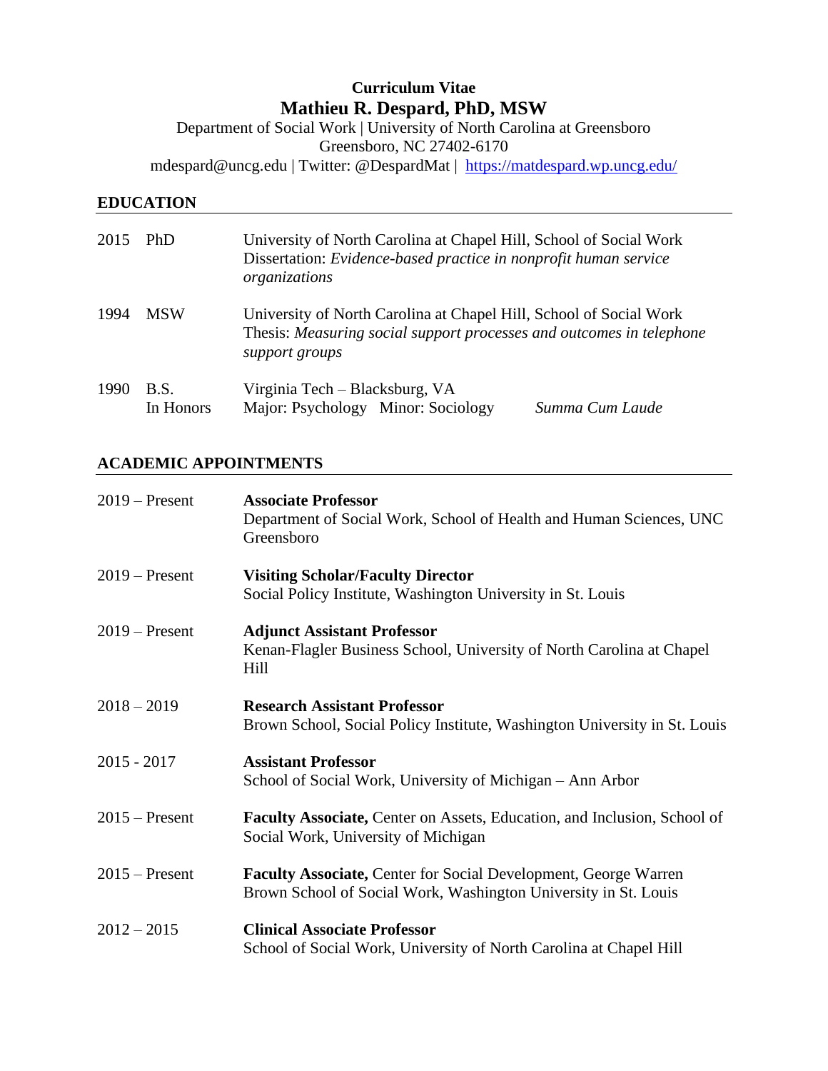# Curriculum Vitae

# Mathieu R. Despard, PhD, MSW

Department of Social Work | University of North Carolina at Greensboro
Greensboro, NC 27402-6170
mdespard@uncg.edu | Twitter: @DespardMat | https://matdespard.wp.uncg.edu/

## EDUCATION

| | | |
|---|---|---|
| 2015 | PhD | University of North Carolina at Chapel Hill, School of Social Work<br>Dissertation: *Evidence-based practice in nonprofit human service organizations* |
| 1994 | MSW | University of North Carolina at Chapel Hill, School of Social Work<br>Thesis: *Measuring social support processes and outcomes in telephone support groups* |
| 1990 | B.S.<br>In Honors | Virginia Tech – Blacksburg, VA<br>Major: Psychology Minor: Sociology *Summa Cum Laude* |

## ACADEMIC APPOINTMENTS

| | |
|---|---|
| 2019 – Present | **Associate Professor**<br>Department of Social Work, School of Health and Human Sciences, UNC Greensboro |
| 2019 – Present | **Visiting Scholar/Faculty Director**<br>Social Policy Institute, Washington University in St. Louis |
| 2019 – Present | **Adjunct Assistant Professor**<br>Kenan-Flagler Business School, University of North Carolina at Chapel Hill |
| 2018 – 2019 | **Research Assistant Professor**<br>Brown School, Social Policy Institute, Washington University in St. Louis |
| 2015 - 2017 | **Assistant Professor**<br>School of Social Work, University of Michigan – Ann Arbor |
| 2015 – Present | **Faculty Associate,** Center on Assets, Education, and Inclusion, School of Social Work, University of Michigan |
| 2015 – Present | **Faculty Associate,** Center for Social Development, George Warren Brown School of Social Work, Washington University in St. Louis |
| 2012 – 2015 | **Clinical Associate Professor**<br>School of Social Work, University of North Carolina at Chapel Hill |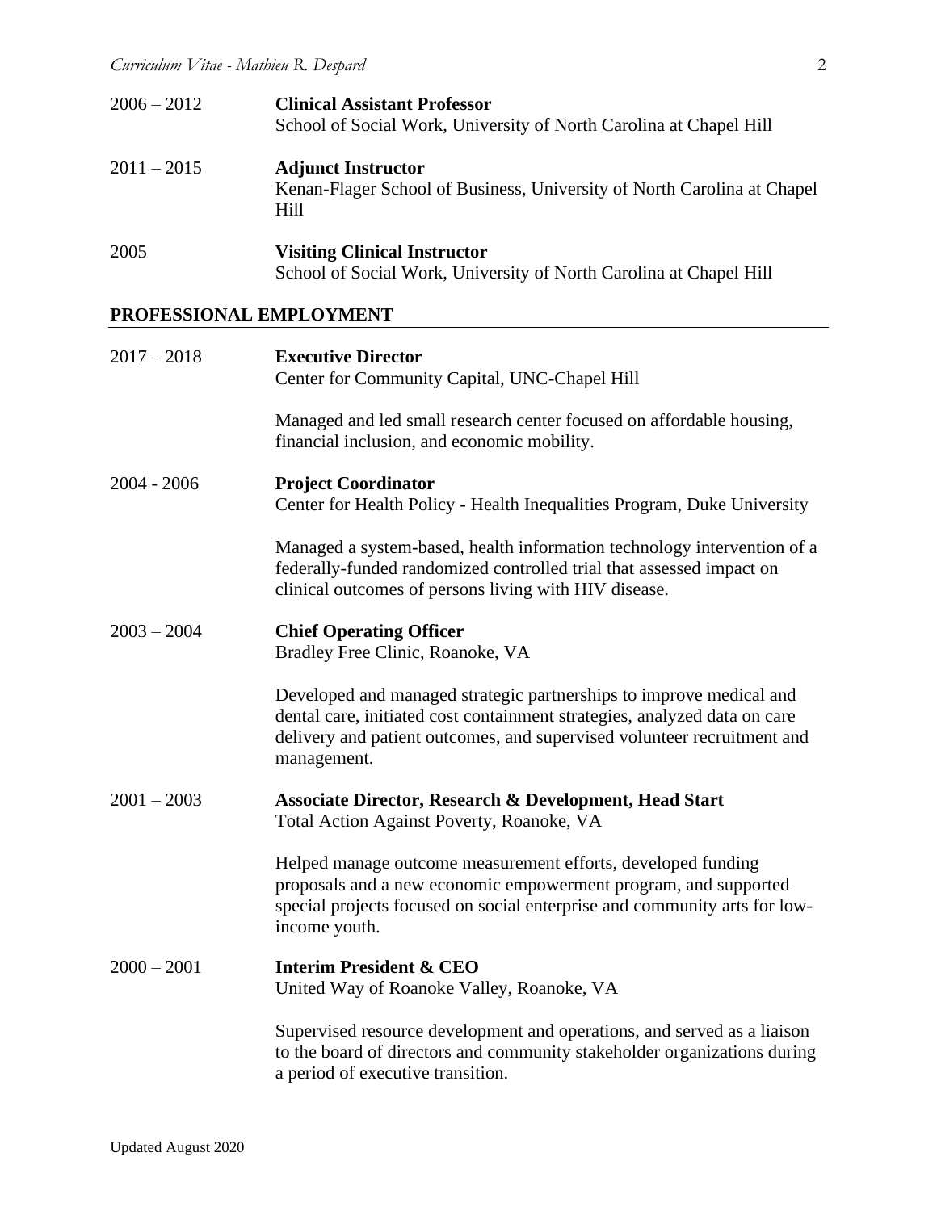2006 – 2012 **Clinical Assistant Professor**
School of Social Work, University of North Carolina at Chapel Hill

2011 – 2015 **Adjunct Instructor**
Kenan-Flager School of Business, University of North Carolina at Chapel Hill

2005 **Visiting Clinical Instructor**
School of Social Work, University of North Carolina at Chapel Hill

## PROFESSIONAL EMPLOYMENT

2017 – 2018 **Executive Director**
Center for Community Capital, UNC-Chapel Hill

Managed and led small research center focused on affordable housing, financial inclusion, and economic mobility.

2004 - 2006 **Project Coordinator**
Center for Health Policy - Health Inequalities Program, Duke University

Managed a system-based, health information technology intervention of a federally-funded randomized controlled trial that assessed impact on clinical outcomes of persons living with HIV disease.

2003 – 2004 **Chief Operating Officer**
Bradley Free Clinic, Roanoke, VA

Developed and managed strategic partnerships to improve medical and dental care, initiated cost containment strategies, analyzed data on care delivery and patient outcomes, and supervised volunteer recruitment and management.

2001 – 2003 **Associate Director, Research & Development, Head Start**
Total Action Against Poverty, Roanoke, VA

Helped manage outcome measurement efforts, developed funding proposals and a new economic empowerment program, and supported special projects focused on social enterprise and community arts for low-income youth.

2000 – 2001 **Interim President & CEO**
United Way of Roanoke Valley, Roanoke, VA

Supervised resource development and operations, and served as a liaison to the board of directors and community stakeholder organizations during a period of executive transition.

Updated August 2020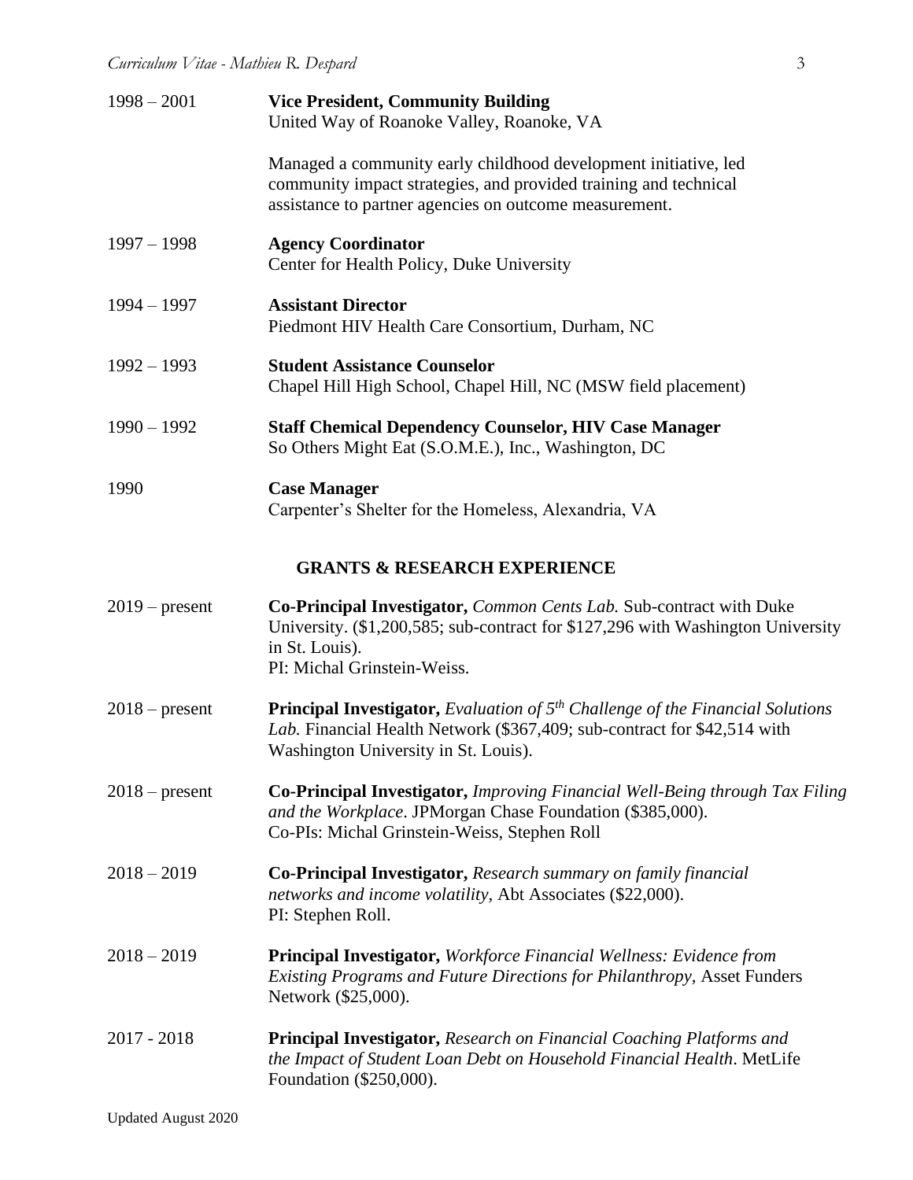1998 – 2001 **Vice President, Community Building**
United Way of Roanoke Valley, Roanoke, VA

Managed a community early childhood development initiative, led community impact strategies, and provided training and technical assistance to partner agencies on outcome measurement.

1997 – 1998 **Agency Coordinator**
Center for Health Policy, Duke University

1994 – 1997 **Assistant Director**
Piedmont HIV Health Care Consortium, Durham, NC

1992 – 1993 **Student Assistance Counselor**
Chapel Hill High School, Chapel Hill, NC (MSW field placement)

1990 – 1992 **Staff Chemical Dependency Counselor, HIV Case Manager**
So Others Might Eat (S.O.M.E.), Inc., Washington, DC

1990 **Case Manager**
Carpenter's Shelter for the Homeless, Alexandria, VA

## GRANTS & RESEARCH EXPERIENCE

2019 – present **Co-Principal Investigator,** *Common Cents Lab.* Sub-contract with Duke University. ($1,200,585; sub-contract for $127,296 with Washington University in St. Louis).
PI: Michal Grinstein-Weiss.

2018 – present **Principal Investigator,** *Evaluation of 5th Challenge of the Financial Solutions Lab.* Financial Health Network ($367,409; sub-contract for $42,514 with Washington University in St. Louis).

2018 – present **Co-Principal Investigator,** *Improving Financial Well-Being through Tax Filing and the Workplace*. JPMorgan Chase Foundation ($385,000).
Co-PIs: Michal Grinstein-Weiss, Stephen Roll

2018 – 2019 **Co-Principal Investigator,** *Research summary on family financial networks and income volatility,* Abt Associates ($22,000).
PI: Stephen Roll.

2018 – 2019 **Principal Investigator,** *Workforce Financial Wellness: Evidence from Existing Programs and Future Directions for Philanthropy,* Asset Funders Network ($25,000).

2017 - 2018 **Principal Investigator,** *Research on Financial Coaching Platforms and the Impact of Student Loan Debt on Household Financial Health*. MetLife Foundation ($250,000).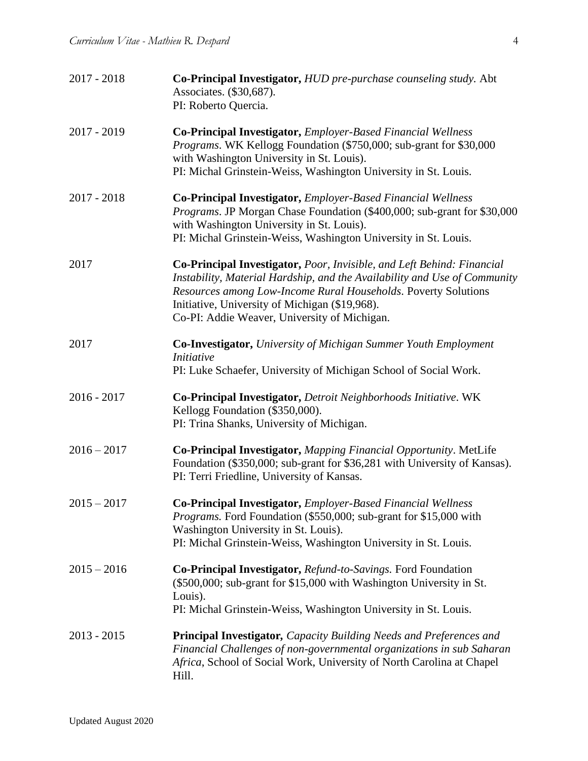2017 - 2018 **Co-Principal Investigator,** *HUD pre-purchase counseling study.* Abt Associates. ($30,687).
PI: Roberto Quercia.

2017 - 2019 **Co-Principal Investigator,** *Employer-Based Financial Wellness Programs*. WK Kellogg Foundation ($750,000; sub-grant for $30,000 with Washington University in St. Louis).
PI: Michal Grinstein-Weiss, Washington University in St. Louis.

2017 - 2018 **Co-Principal Investigator,** *Employer-Based Financial Wellness Programs*. JP Morgan Chase Foundation ($400,000; sub-grant for $30,000 with Washington University in St. Louis).
PI: Michal Grinstein-Weiss, Washington University in St. Louis.

2017 **Co-Principal Investigator,** *Poor, Invisible, and Left Behind: Financial Instability, Material Hardship, and the Availability and Use of Community Resources among Low-Income Rural Households*. Poverty Solutions Initiative, University of Michigan ($19,968).
Co-PI: Addie Weaver, University of Michigan.

2017 **Co-Investigator,** *University of Michigan Summer Youth Employment Initiative*
PI: Luke Schaefer, University of Michigan School of Social Work.

2016 - 2017 **Co-Principal Investigator,** *Detroit Neighborhoods Initiative*. WK Kellogg Foundation ($350,000).
PI: Trina Shanks, University of Michigan.

2016 – 2017 **Co-Principal Investigator,** *Mapping Financial Opportunity*. MetLife Foundation ($350,000; sub-grant for $36,281 with University of Kansas).
PI: Terri Friedline, University of Kansas.

2015 – 2017 **Co-Principal Investigator,** *Employer-Based Financial Wellness Programs.* Ford Foundation ($550,000; sub-grant for $15,000 with Washington University in St. Louis).
PI: Michal Grinstein-Weiss, Washington University in St. Louis.

2015 – 2016 **Co-Principal Investigator,** *Refund-to-Savings.* Ford Foundation ($500,000; sub-grant for $15,000 with Washington University in St. Louis).
PI: Michal Grinstein-Weiss, Washington University in St. Louis.

2013 - 2015 **Principal Investigator,** *Capacity Building Needs and Preferences and Financial Challenges of non-governmental organizations in sub Saharan Africa*, School of Social Work, University of North Carolina at Chapel Hill.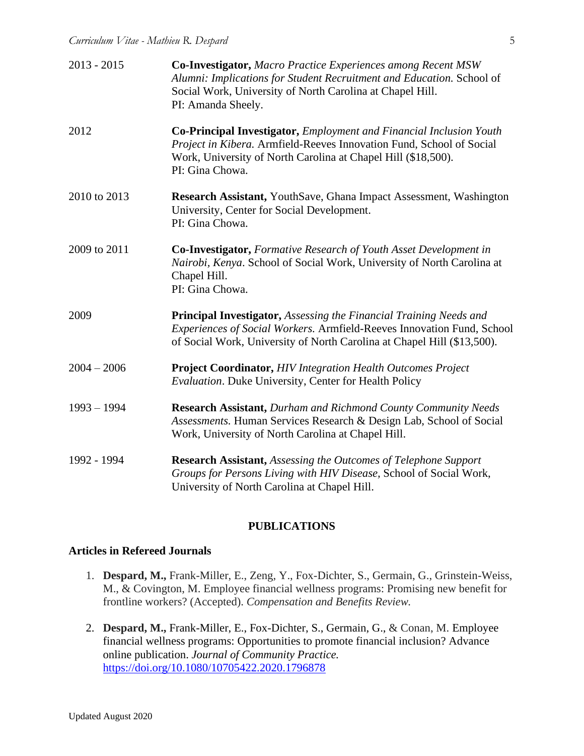| | |
|---|---|
| 2013 - 2015 | **Co-Investigator,** *Macro Practice Experiences among Recent MSW Alumni: Implications for Student Recruitment and Education.* School of Social Work, University of North Carolina at Chapel Hill. PI: Amanda Sheely. |
| 2012 | **Co-Principal Investigator,** *Employment and Financial Inclusion Youth Project in Kibera.* Armfield-Reeves Innovation Fund, School of Social Work, University of North Carolina at Chapel Hill ($18,500). PI: Gina Chowa. |
| 2010 to 2013 | **Research Assistant,** YouthSave, Ghana Impact Assessment, Washington University, Center for Social Development. PI: Gina Chowa. |
| 2009 to 2011 | **Co-Investigator,** *Formative Research of Youth Asset Development in Nairobi, Kenya*. School of Social Work, University of North Carolina at Chapel Hill. PI: Gina Chowa. |
| 2009 | **Principal Investigator,** *Assessing the Financial Training Needs and Experiences of Social Workers.* Armfield-Reeves Innovation Fund, School of Social Work, University of North Carolina at Chapel Hill ($13,500). |
| 2004 – 2006 | **Project Coordinator,** *HIV Integration Health Outcomes Project Evaluation*. Duke University, Center for Health Policy |
| 1993 – 1994 | **Research Assistant,** *Durham and Richmond County Community Needs Assessments.* Human Services Research & Design Lab, School of Social Work, University of North Carolina at Chapel Hill. |
| 1992 - 1994 | **Research Assistant,** *Assessing the Outcomes of Telephone Support Groups for Persons Living with HIV Disease,* School of Social Work, University of North Carolina at Chapel Hill. |

## PUBLICATIONS

### Articles in Refereed Journals

1. **Despard, M.,** Frank-Miller, E., Zeng, Y., Fox-Dichter, S., Germain, G., Grinstein-Weiss, M., & Covington, M. Employee financial wellness programs: Promising new benefit for frontline workers? (Accepted). *Compensation and Benefits Review.*

2. **Despard, M.,** Frank-Miller, E., Fox-Dichter, S., Germain, G., & Conan, M. Employee financial wellness programs: Opportunities to promote financial inclusion? Advance online publication. *Journal of Community Practice.* https://doi.org/10.1080/10705422.2020.1796878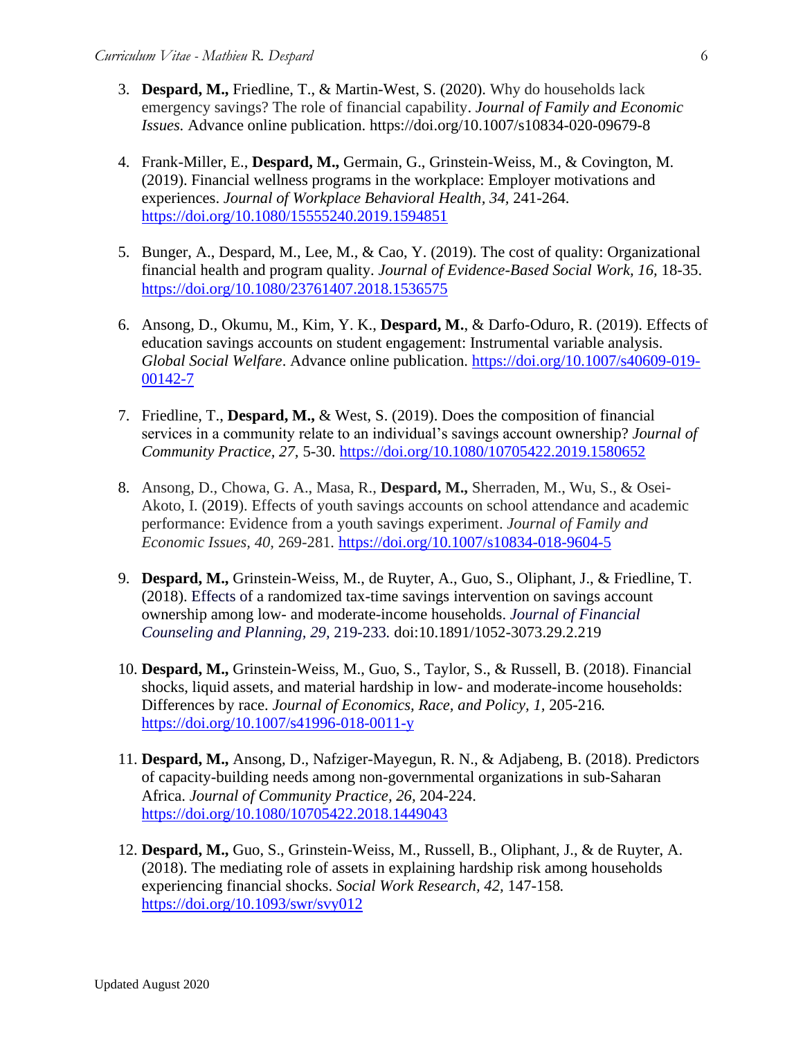3. **Despard, M.,** Friedline, T., & Martin-West, S. (2020). Why do households lack emergency savings? The role of financial capability. *Journal of Family and Economic Issues.* Advance online publication. https://doi.org/10.1007/s10834-020-09679-8

4. Frank-Miller, E., **Despard, M.,** Germain, G., Grinstein-Weiss, M., & Covington, M. (2019). Financial wellness programs in the workplace: Employer motivations and experiences. *Journal of Workplace Behavioral Health, 34,* 241-264. https://doi.org/10.1080/15555240.2019.1594851

5. Bunger, A., Despard, M., Lee, M., & Cao, Y. (2019). The cost of quality: Organizational financial health and program quality. *Journal of Evidence-Based Social Work, 16,* 18-35. https://doi.org/10.1080/23761407.2018.1536575

6. Ansong, D., Okumu, M., Kim, Y. K., **Despard, M.**, & Darfo-Oduro, R. (2019). Effects of education savings accounts on student engagement: Instrumental variable analysis. *Global Social Welfare*. Advance online publication. https://doi.org/10.1007/s40609-019-00142-7

7. Friedline, T., **Despard, M.,** & West, S. (2019). Does the composition of financial services in a community relate to an individual's savings account ownership? *Journal of Community Practice, 27,* 5-30. https://doi.org/10.1080/10705422.2019.1580652

8. Ansong, D., Chowa, G. A., Masa, R., **Despard, M.,** Sherraden, M., Wu, S., & Osei-Akoto, I. (2019). Effects of youth savings accounts on school attendance and academic performance: Evidence from a youth savings experiment. *Journal of Family and Economic Issues, 40,* 269-281. https://doi.org/10.1007/s10834-018-9604-5

9. **Despard, M.,** Grinstein-Weiss, M., de Ruyter, A., Guo, S., Oliphant, J., & Friedline, T. (2018). Effects of a randomized tax-time savings intervention on savings account ownership among low- and moderate-income households. *Journal of Financial Counseling and Planning, 29,* 219-233*.* doi:10.1891/1052-3073.29.2.219

10. **Despard, M.,** Grinstein-Weiss, M., Guo, S., Taylor, S., & Russell, B. (2018). Financial shocks, liquid assets, and material hardship in low- and moderate-income households: Differences by race. *Journal of Economics, Race, and Policy, 1,* 205-216*.* https://doi.org/10.1007/s41996-018-0011-y

11. **Despard, M.,** Ansong, D., Nafziger-Mayegun, R. N., & Adjabeng, B. (2018). Predictors of capacity-building needs among non-governmental organizations in sub-Saharan Africa. *Journal of Community Practice, 26,* 204-224. https://doi.org/10.1080/10705422.2018.1449043

12. **Despard, M.,** Guo, S., Grinstein-Weiss, M., Russell, B., Oliphant, J., & de Ruyter, A. (2018). The mediating role of assets in explaining hardship risk among households experiencing financial shocks. *Social Work Research, 42,* 147-158*.* https://doi.org/10.1093/swr/svy012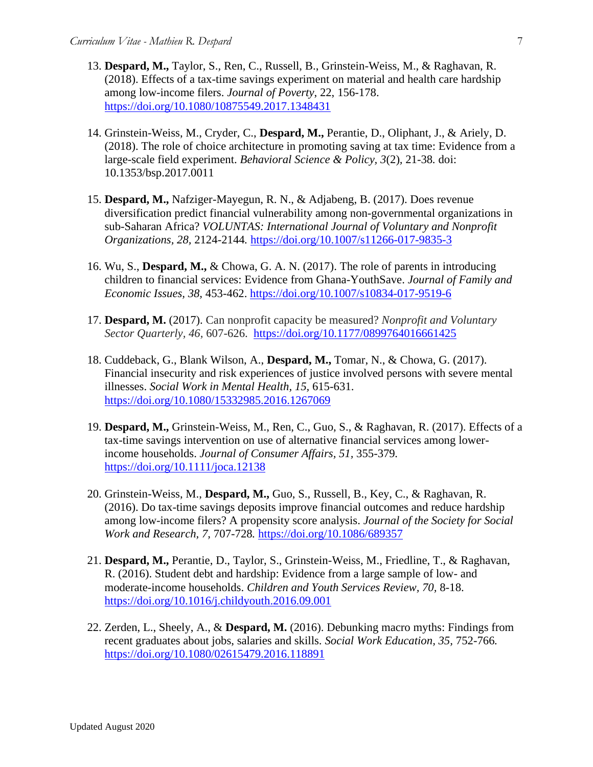13. **Despard, M.,** Taylor, S., Ren, C., Russell, B., Grinstein-Weiss, M., & Raghavan, R. (2018). Effects of a tax-time savings experiment on material and health care hardship among low-income filers. *Journal of Poverty*, 22, 156-178. https://doi.org/10.1080/10875549.2017.1348431

14. Grinstein-Weiss, M., Cryder, C., **Despard, M.,** Perantie, D., Oliphant, J., & Ariely, D. (2018). The role of choice architecture in promoting saving at tax time: Evidence from a large-scale field experiment. *Behavioral Science & Policy, 3*(2), 21-38. doi: 10.1353/bsp.2017.0011

15. **Despard, M.,** Nafziger-Mayegun, R. N., & Adjabeng, B. (2017). Does revenue diversification predict financial vulnerability among non-governmental organizations in sub-Saharan Africa? *VOLUNTAS: International Journal of Voluntary and Nonprofit Organizations, 28,* 2124-2144. https://doi.org/10.1007/s11266-017-9835-3

16. Wu, S., **Despard, M.,** & Chowa, G. A. N. (2017). The role of parents in introducing children to financial services: Evidence from Ghana-YouthSave. *Journal of Family and Economic Issues, 38,* 453-462. https://doi.org/10.1007/s10834-017-9519-6

17. **Despard, M.** (2017). Can nonprofit capacity be measured? *Nonprofit and Voluntary Sector Quarterly*, *46*, 607-626. https://doi.org/10.1177/0899764016661425

18. Cuddeback, G., Blank Wilson, A., **Despard, M.,** Tomar, N., & Chowa, G. (2017). Financial insecurity and risk experiences of justice involved persons with severe mental illnesses. *Social Work in Mental Health, 15,* 615-631. https://doi.org/10.1080/15332985.2016.1267069

19. **Despard, M.,** Grinstein-Weiss, M., Ren, C., Guo, S., & Raghavan, R. (2017). Effects of a tax-time savings intervention on use of alternative financial services among lower-income households. *Journal of Consumer Affairs, 51*, 355-379. https://doi.org/10.1111/joca.12138

20. Grinstein-Weiss, M., **Despard, M.,** Guo, S., Russell, B., Key, C., & Raghavan, R. (2016). Do tax-time savings deposits improve financial outcomes and reduce hardship among low-income filers? A propensity score analysis. *Journal of the Society for Social Work and Research, 7,* 707-728. https://doi.org/10.1086/689357

21. **Despard, M.,** Perantie, D., Taylor, S., Grinstein-Weiss, M., Friedline, T., & Raghavan, R. (2016). Student debt and hardship: Evidence from a large sample of low- and moderate-income households. *Children and Youth Services Review, 70,* 8-18. https://doi.org/10.1016/j.childyouth.2016.09.001

22. Zerden, L., Sheely, A., & **Despard, M.** (2016). Debunking macro myths: Findings from recent graduates about jobs, salaries and skills. *Social Work Education, 35*, 752-766. https://doi.org/10.1080/02615479.2016.118891

Updated August 2020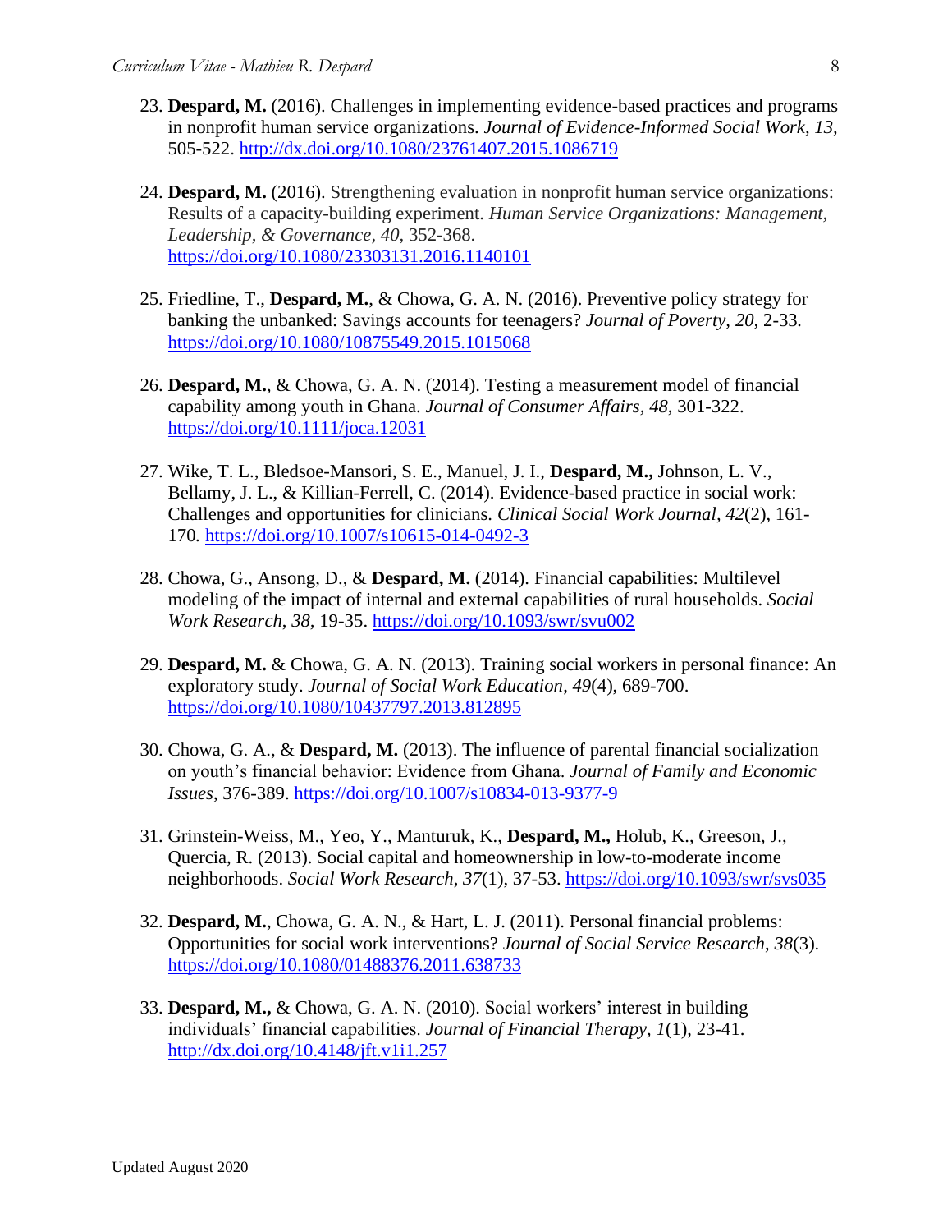23. **Despard, M.** (2016). Challenges in implementing evidence-based practices and programs in nonprofit human service organizations. *Journal of Evidence-Informed Social Work*, *13*, 505-522. http://dx.doi.org/10.1080/23761407.2015.1086719

24. **Despard, M.** (2016). Strengthening evaluation in nonprofit human service organizations: Results of a capacity-building experiment. *Human Service Organizations: Management, Leadership, & Governance*, *40*, 352-368. https://doi.org/10.1080/23303131.2016.1140101

25. Friedline, T., **Despard, M.**, & Chowa, G. A. N. (2016). Preventive policy strategy for banking the unbanked: Savings accounts for teenagers? *Journal of Poverty, 20*, 2-33. https://doi.org/10.1080/10875549.2015.1015068

26. **Despard, M.**, & Chowa, G. A. N. (2014). Testing a measurement model of financial capability among youth in Ghana. *Journal of Consumer Affairs*, *48*, 301-322. https://doi.org/10.1111/joca.12031

27. Wike, T. L., Bledsoe-Mansori, S. E., Manuel, J. I., **Despard, M.,** Johnson, L. V., Bellamy, J. L., & Killian-Ferrell, C. (2014). Evidence-based practice in social work: Challenges and opportunities for clinicians. *Clinical Social Work Journal*, *42*(2), 161-170. https://doi.org/10.1007/s10615-014-0492-3

28. Chowa, G., Ansong, D., & **Despard, M.** (2014). Financial capabilities: Multilevel modeling of the impact of internal and external capabilities of rural households. *Social Work Research*, *38,* 19-35. https://doi.org/10.1093/swr/svu002

29. **Despard, M.** & Chowa, G. A. N. (2013). Training social workers in personal finance: An exploratory study. *Journal of Social Work Education*, *49*(4), 689-700. https://doi.org/10.1080/10437797.2013.812895

30. Chowa, G. A., & **Despard, M.** (2013). The influence of parental financial socialization on youth's financial behavior: Evidence from Ghana. *Journal of Family and Economic Issues*, 376-389. https://doi.org/10.1007/s10834-013-9377-9

31. Grinstein-Weiss, M., Yeo, Y., Manturuk, K., **Despard, M.,** Holub, K., Greeson, J., Quercia, R. (2013). Social capital and homeownership in low-to-moderate income neighborhoods. *Social Work Research, 37*(1), 37-53. https://doi.org/10.1093/swr/svs035

32. **Despard, M.**, Chowa, G. A. N., & Hart, L. J. (2011). Personal financial problems: Opportunities for social work interventions? *Journal of Social Service Research*, *38*(3). https://doi.org/10.1080/01488376.2011.638733

33. **Despard, M.,** & Chowa, G. A. N. (2010). Social workers' interest in building individuals' financial capabilities. *Journal of Financial Therapy, 1*(1), 23-41. http://dx.doi.org/10.4148/jft.v1i1.257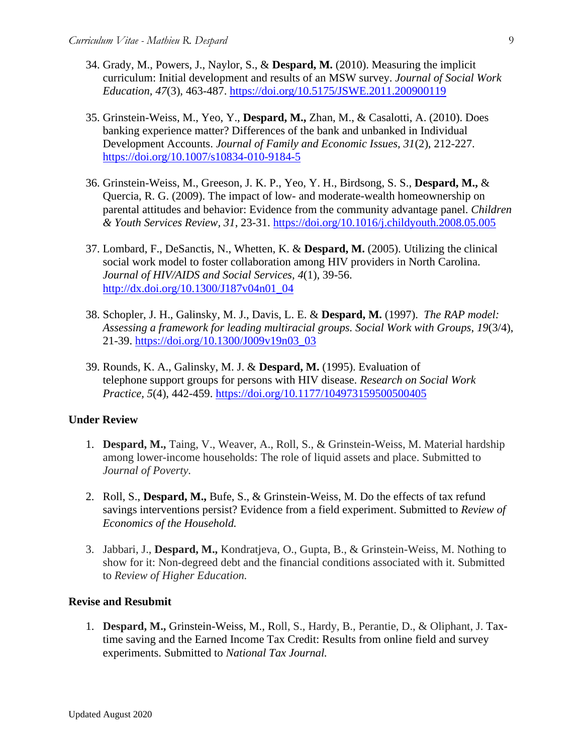34. Grady, M., Powers, J., Naylor, S., & **Despard, M.** (2010). Measuring the implicit curriculum: Initial development and results of an MSW survey. *Journal of Social Work Education, 47*(3), 463-487. https://doi.org/10.5175/JSWE.2011.200900119

35. Grinstein-Weiss, M., Yeo, Y., **Despard, M.,** Zhan, M., & Casalotti, A. (2010). Does banking experience matter? Differences of the bank and unbanked in Individual Development Accounts. *Journal of Family and Economic Issues, 31*(2), 212-227. https://doi.org/10.1007/s10834-010-9184-5

36. Grinstein-Weiss, M., Greeson, J. K. P., Yeo, Y. H., Birdsong, S. S., **Despard, M.,** & Quercia, R. G. (2009). The impact of low- and moderate-wealth homeownership on parental attitudes and behavior: Evidence from the community advantage panel. *Children & Youth Services Review, 31*, 23-31. https://doi.org/10.1016/j.childyouth.2008.05.005

37. Lombard, F., DeSanctis, N., Whetten, K. & **Despard, M.** (2005). Utilizing the clinical social work model to foster collaboration among HIV providers in North Carolina. *Journal of HIV/AIDS and Social Services, 4*(1), 39-56. http://dx.doi.org/10.1300/J187v04n01_04

38. Schopler, J. H., Galinsky, M. J., Davis, L. E. & **Despard, M.** (1997). *The RAP model: Assessing a framework for leading multiracial groups. Social Work with Groups, 19*(3/4), 21-39. https://doi.org/10.1300/J009v19n03_03

39. Rounds, K. A., Galinsky, M. J. & **Despard, M.** (1995). Evaluation of telephone support groups for persons with HIV disease. *Research on Social Work Practice, 5*(4), 442-459. https://doi.org/10.1177/104973159500500405

### Under Review

1. **Despard, M.,** Taing, V., Weaver, A., Roll, S., & Grinstein-Weiss, M. Material hardship among lower-income households: The role of liquid assets and place. Submitted to *Journal of Poverty.*

2. Roll, S., **Despard, M.,** Bufe, S., & Grinstein-Weiss, M. Do the effects of tax refund savings interventions persist? Evidence from a field experiment. Submitted to *Review of Economics of the Household.*

3. Jabbari, J., **Despard, M.,** Kondratjeva, O., Gupta, B., & Grinstein-Weiss, M. Nothing to show for it: Non-degreed debt and the financial conditions associated with it. Submitted to *Review of Higher Education.*

### Revise and Resubmit

1. **Despard, M.,** Grinstein-Weiss, M., Roll, S., Hardy, B., Perantie, D., & Oliphant, J. Tax-time saving and the Earned Income Tax Credit: Results from online field and survey experiments. Submitted to *National Tax Journal.*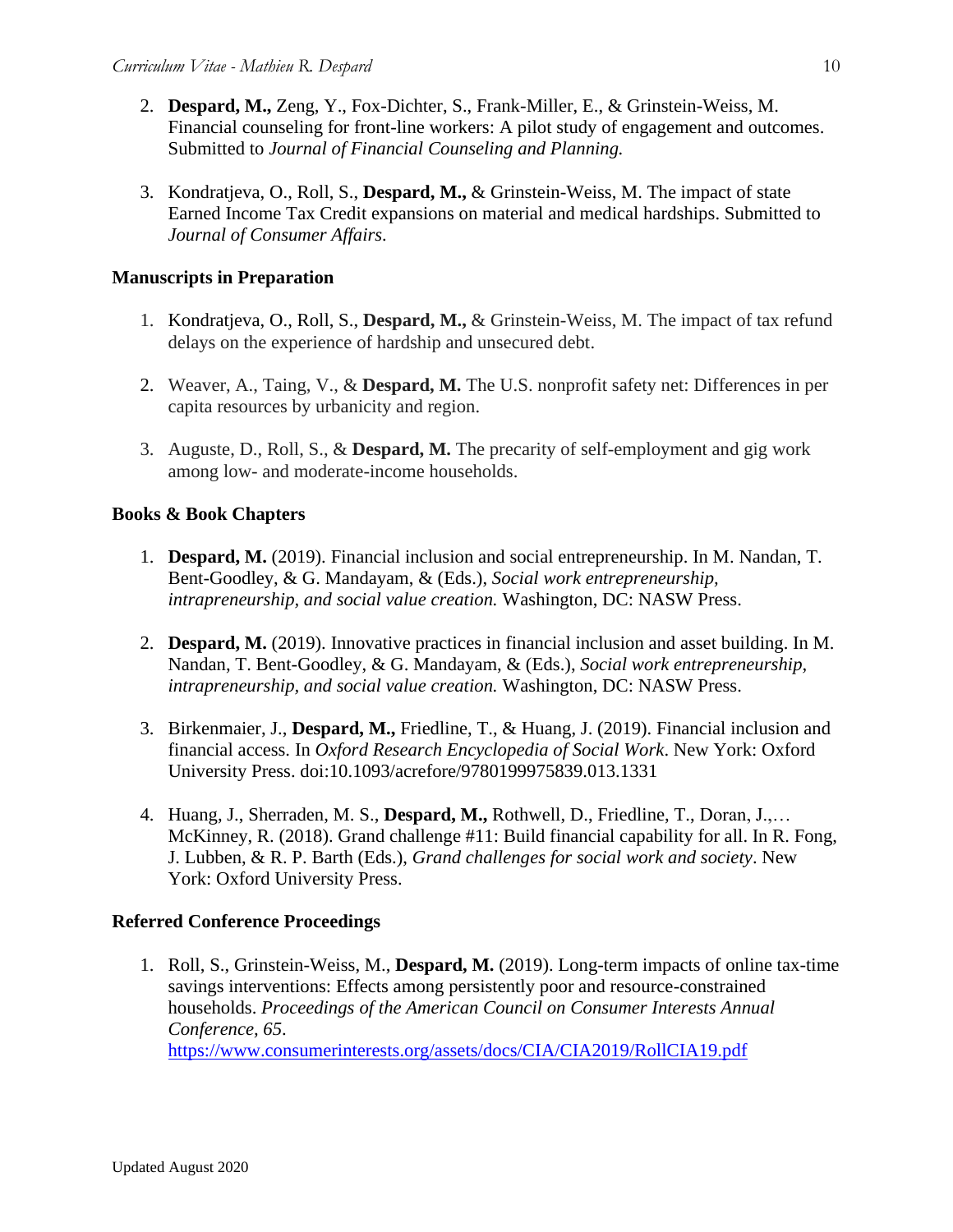2. **Despard, M.,** Zeng, Y., Fox-Dichter, S., Frank-Miller, E., & Grinstein-Weiss, M. Financial counseling for front-line workers: A pilot study of engagement and outcomes. Submitted to *Journal of Financial Counseling and Planning.*

3. Kondratjeva, O., Roll, S., **Despard, M.,** & Grinstein-Weiss, M. The impact of state Earned Income Tax Credit expansions on material and medical hardships. Submitted to *Journal of Consumer Affairs*.

### Manuscripts in Preparation

1. Kondratjeva, O., Roll, S., **Despard, M.,** & Grinstein-Weiss, M. The impact of tax refund delays on the experience of hardship and unsecured debt.

2. Weaver, A., Taing, V., & **Despard, M.** The U.S. nonprofit safety net: Differences in per capita resources by urbanicity and region.

3. Auguste, D., Roll, S., & **Despard, M.** The precarity of self-employment and gig work among low- and moderate-income households.

### Books & Book Chapters

1. **Despard, M.** (2019). Financial inclusion and social entrepreneurship. In M. Nandan, T. Bent-Goodley, & G. Mandayam, & (Eds.), *Social work entrepreneurship, intrapreneurship, and social value creation.* Washington, DC: NASW Press.

2. **Despard, M.** (2019). Innovative practices in financial inclusion and asset building. In M. Nandan, T. Bent-Goodley, & G. Mandayam, & (Eds.), *Social work entrepreneurship, intrapreneurship, and social value creation.* Washington, DC: NASW Press.

3. Birkenmaier, J., **Despard, M.,** Friedline, T., & Huang, J. (2019). Financial inclusion and financial access. In *Oxford Research Encyclopedia of Social Work*. New York: Oxford University Press. doi:10.1093/acrefore/9780199975839.013.1331

4. Huang, J., Sherraden, M. S., **Despard, M.,** Rothwell, D., Friedline, T., Doran, J.,… McKinney, R. (2018). Grand challenge #11: Build financial capability for all. In R. Fong, J. Lubben, & R. P. Barth (Eds.), *Grand challenges for social work and society*. New York: Oxford University Press.

### Referred Conference Proceedings

1. Roll, S., Grinstein-Weiss, M., **Despard, M.** (2019). Long-term impacts of online tax-time savings interventions: Effects among persistently poor and resource-constrained households. *Proceedings of the American Council on Consumer Interests Annual Conference, 65*. https://www.consumerinterests.org/assets/docs/CIA/CIA2019/RollCIA19.pdf

Updated August 2020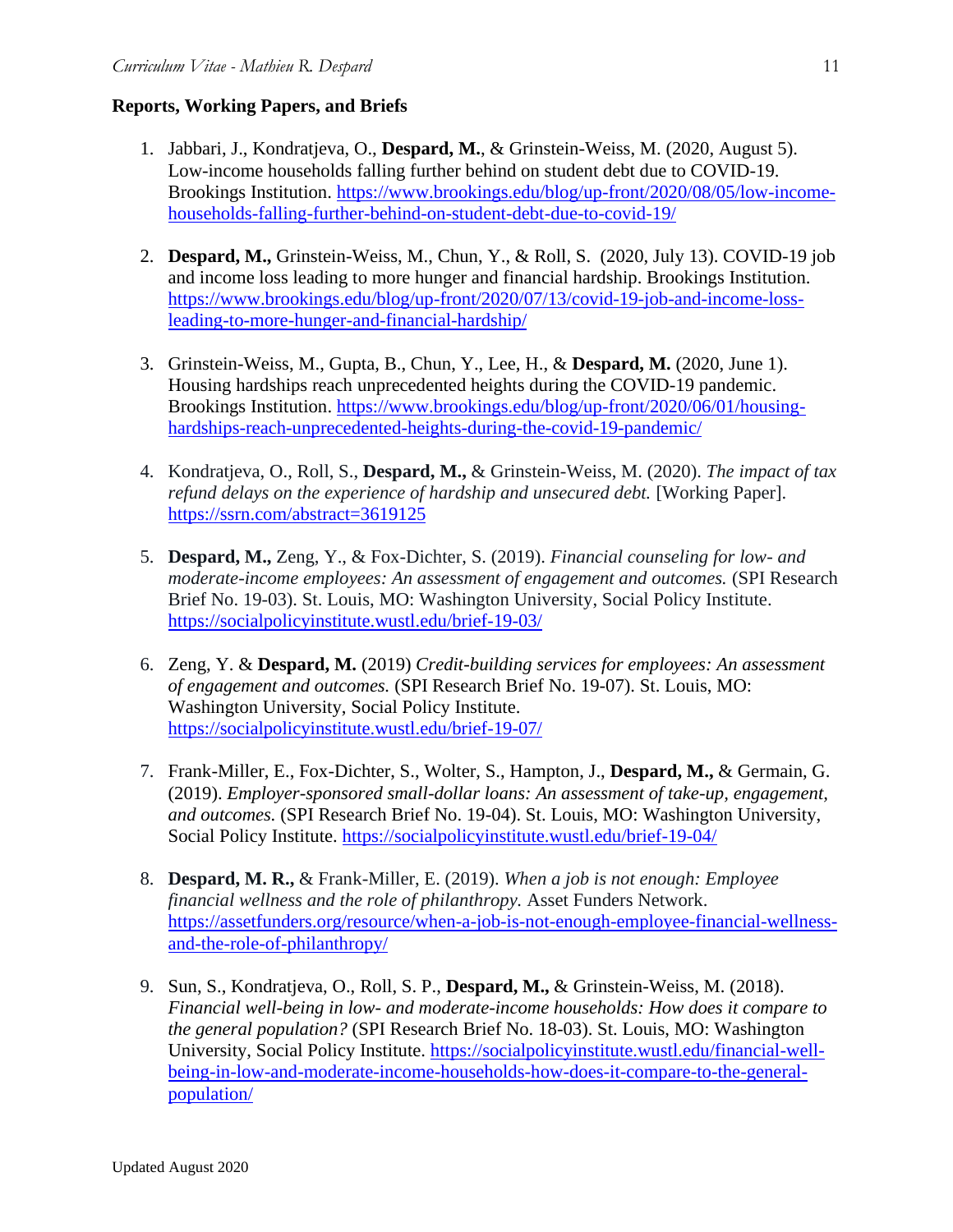**Reports, Working Papers, and Briefs**

1. Jabbari, J., Kondratjeva, O., **Despard, M.**, & Grinstein-Weiss, M. (2020, August 5). Low-income households falling further behind on student debt due to COVID-19. Brookings Institution. https://www.brookings.edu/blog/up-front/2020/08/05/low-income-households-falling-further-behind-on-student-debt-due-to-covid-19/

2. **Despard, M.,** Grinstein-Weiss, M., Chun, Y., & Roll, S. (2020, July 13). COVID-19 job and income loss leading to more hunger and financial hardship. Brookings Institution. https://www.brookings.edu/blog/up-front/2020/07/13/covid-19-job-and-income-loss-leading-to-more-hunger-and-financial-hardship/

3. Grinstein-Weiss, M., Gupta, B., Chun, Y., Lee, H., & **Despard, M.** (2020, June 1). Housing hardships reach unprecedented heights during the COVID-19 pandemic. Brookings Institution. https://www.brookings.edu/blog/up-front/2020/06/01/housing-hardships-reach-unprecedented-heights-during-the-covid-19-pandemic/

4. Kondratjeva, O., Roll, S., **Despard, M.,** & Grinstein-Weiss, M. (2020). *The impact of tax refund delays on the experience of hardship and unsecured debt.* [Working Paper]. https://ssrn.com/abstract=3619125

5. **Despard, M.,** Zeng, Y., & Fox-Dichter, S. (2019). *Financial counseling for low- and moderate-income employees: An assessment of engagement and outcomes.* (SPI Research Brief No. 19-03). St. Louis, MO: Washington University, Social Policy Institute. https://socialpolicyinstitute.wustl.edu/brief-19-03/

6. Zeng, Y. & **Despard, M.** (2019) *Credit-building services for employees: An assessment of engagement and outcomes.* (SPI Research Brief No. 19-07). St. Louis, MO: Washington University, Social Policy Institute. https://socialpolicyinstitute.wustl.edu/brief-19-07/

7. Frank-Miller, E., Fox-Dichter, S., Wolter, S., Hampton, J., **Despard, M.,** & Germain, G. (2019). *Employer-sponsored small-dollar loans: An assessment of take-up, engagement, and outcomes.* (SPI Research Brief No. 19-04). St. Louis, MO: Washington University, Social Policy Institute. https://socialpolicyinstitute.wustl.edu/brief-19-04/

8. **Despard, M. R.,** & Frank-Miller, E. (2019). *When a job is not enough: Employee financial wellness and the role of philanthropy.* Asset Funders Network. https://assetfunders.org/resource/when-a-job-is-not-enough-employee-financial-wellness-and-the-role-of-philanthropy/

9. Sun, S., Kondratjeva, O., Roll, S. P., **Despard, M.,** & Grinstein-Weiss, M. (2018). *Financial well-being in low- and moderate-income households: How does it compare to the general population?* (SPI Research Brief No. 18-03). St. Louis, MO: Washington University, Social Policy Institute. https://socialpolicyinstitute.wustl.edu/financial-well-being-in-low-and-moderate-income-households-how-does-it-compare-to-the-general-population/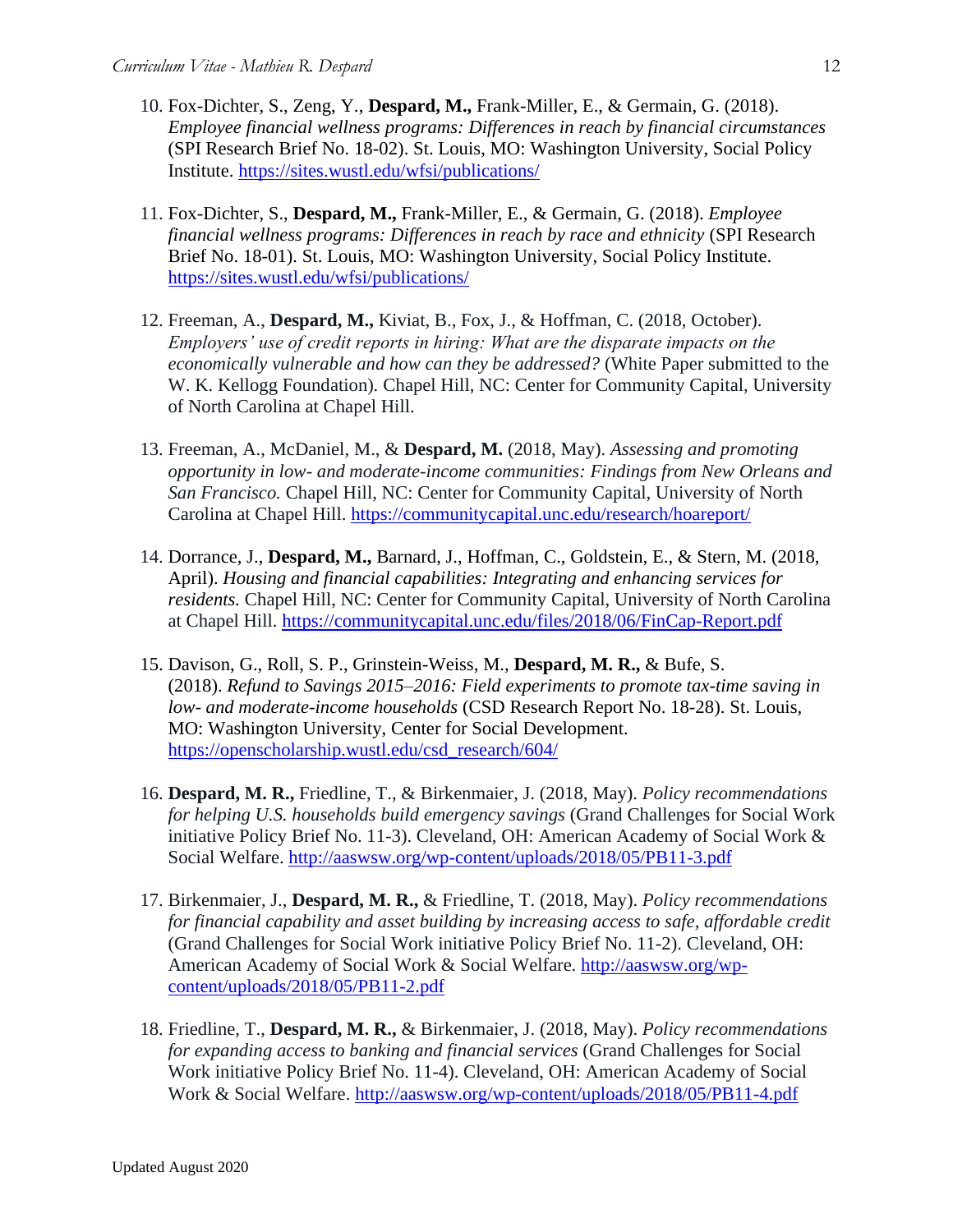10. Fox-Dichter, S., Zeng, Y., **Despard, M.,** Frank-Miller, E., & Germain, G. (2018). *Employee financial wellness programs: Differences in reach by financial circumstances* (SPI Research Brief No. 18-02). St. Louis, MO: Washington University, Social Policy Institute. https://sites.wustl.edu/wfsi/publications/

11. Fox-Dichter, S., **Despard, M.,** Frank-Miller, E., & Germain, G. (2018). *Employee financial wellness programs: Differences in reach by race and ethnicity* (SPI Research Brief No. 18-01). St. Louis, MO: Washington University, Social Policy Institute. https://sites.wustl.edu/wfsi/publications/

12. Freeman, A., **Despard, M.,** Kiviat, B., Fox, J., & Hoffman, C. (2018, October). *Employers' use of credit reports in hiring: What are the disparate impacts on the economically vulnerable and how can they be addressed?* (White Paper submitted to the W. K. Kellogg Foundation). Chapel Hill, NC: Center for Community Capital, University of North Carolina at Chapel Hill.

13. Freeman, A., McDaniel, M., & **Despard, M.** (2018, May). *Assessing and promoting opportunity in low- and moderate-income communities: Findings from New Orleans and San Francisco.* Chapel Hill, NC: Center for Community Capital, University of North Carolina at Chapel Hill. https://communitycapital.unc.edu/research/hoareport/

14. Dorrance, J., **Despard, M.,** Barnard, J., Hoffman, C., Goldstein, E., & Stern, M. (2018, April). *Housing and financial capabilities: Integrating and enhancing services for residents.* Chapel Hill, NC: Center for Community Capital, University of North Carolina at Chapel Hill. https://communitycapital.unc.edu/files/2018/06/FinCap-Report.pdf

15. Davison, G., Roll, S. P., Grinstein-Weiss, M., **Despard, M. R.,** & Bufe, S. (2018). *Refund to Savings 2015–2016: Field experiments to promote tax-time saving in low- and moderate-income households* (CSD Research Report No. 18-28). St. Louis, MO: Washington University, Center for Social Development. https://openscholarship.wustl.edu/csd_research/604/

16. **Despard, M. R.,** Friedline, T., & Birkenmaier, J. (2018, May). *Policy recommendations for helping U.S. households build emergency savings* (Grand Challenges for Social Work initiative Policy Brief No. 11-3). Cleveland, OH: American Academy of Social Work & Social Welfare. http://aaswsw.org/wp-content/uploads/2018/05/PB11-3.pdf

17. Birkenmaier, J., **Despard, M. R.,** & Friedline, T. (2018, May). *Policy recommendations for financial capability and asset building by increasing access to safe, affordable credit* (Grand Challenges for Social Work initiative Policy Brief No. 11-2). Cleveland, OH: American Academy of Social Work & Social Welfare. http://aaswsw.org/wp-content/uploads/2018/05/PB11-2.pdf

18. Friedline, T., **Despard, M. R.,** & Birkenmaier, J. (2018, May). *Policy recommendations for expanding access to banking and financial services* (Grand Challenges for Social Work initiative Policy Brief No. 11-4). Cleveland, OH: American Academy of Social Work & Social Welfare. http://aaswsw.org/wp-content/uploads/2018/05/PB11-4.pdf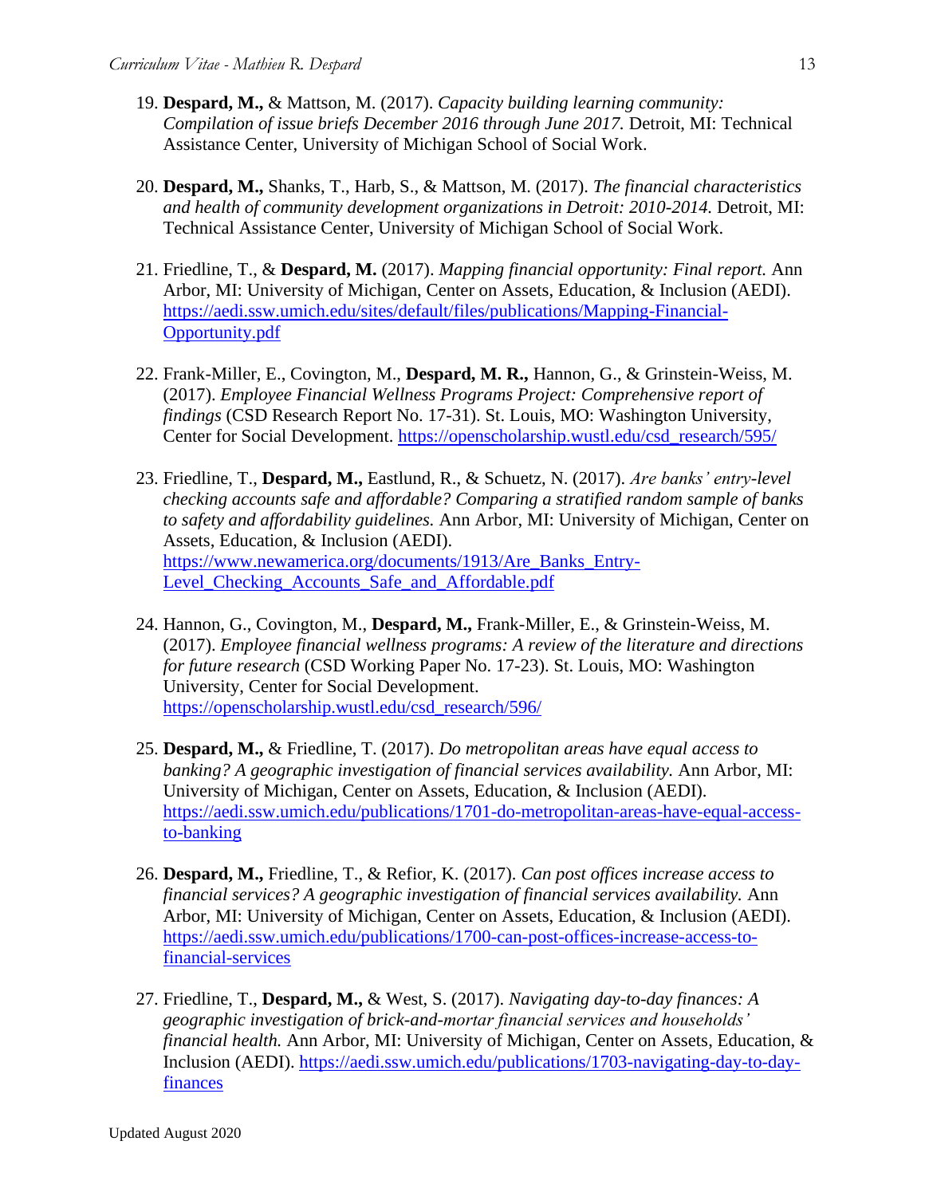19. **Despard, M.,** & Mattson, M. (2017). *Capacity building learning community: Compilation of issue briefs December 2016 through June 2017.* Detroit, MI: Technical Assistance Center, University of Michigan School of Social Work.

20. **Despard, M.,** Shanks, T., Harb, S., & Mattson, M. (2017). *The financial characteristics and health of community development organizations in Detroit: 2010-2014.* Detroit, MI: Technical Assistance Center, University of Michigan School of Social Work.

21. Friedline, T., & **Despard, M.** (2017). *Mapping financial opportunity: Final report.* Ann Arbor, MI: University of Michigan, Center on Assets, Education, & Inclusion (AEDI). https://aedi.ssw.umich.edu/sites/default/files/publications/Mapping-Financial-Opportunity.pdf

22. Frank-Miller, E., Covington, M., **Despard, M. R.,** Hannon, G., & Grinstein-Weiss, M. (2017). *Employee Financial Wellness Programs Project: Comprehensive report of findings* (CSD Research Report No. 17-31). St. Louis, MO: Washington University, Center for Social Development. https://openscholarship.wustl.edu/csd_research/595/

23. Friedline, T., **Despard, M.,** Eastlund, R., & Schuetz, N. (2017). *Are banks' entry-level checking accounts safe and affordable? Comparing a stratified random sample of banks to safety and affordability guidelines.* Ann Arbor, MI: University of Michigan, Center on Assets, Education, & Inclusion (AEDI). https://www.newamerica.org/documents/1913/Are_Banks_Entry-Level_Checking_Accounts_Safe_and_Affordable.pdf

24. Hannon, G., Covington, M., **Despard, M.,** Frank-Miller, E., & Grinstein-Weiss, M. (2017). *Employee financial wellness programs: A review of the literature and directions for future research* (CSD Working Paper No. 17-23). St. Louis, MO: Washington University, Center for Social Development. https://openscholarship.wustl.edu/csd_research/596/

25. **Despard, M.,** & Friedline, T. (2017). *Do metropolitan areas have equal access to banking? A geographic investigation of financial services availability.* Ann Arbor, MI: University of Michigan, Center on Assets, Education, & Inclusion (AEDI). https://aedi.ssw.umich.edu/publications/1701-do-metropolitan-areas-have-equal-access-to-banking

26. **Despard, M.,** Friedline, T., & Refior, K. (2017). *Can post offices increase access to financial services? A geographic investigation of financial services availability.* Ann Arbor, MI: University of Michigan, Center on Assets, Education, & Inclusion (AEDI). https://aedi.ssw.umich.edu/publications/1700-can-post-offices-increase-access-to-financial-services

27. Friedline, T., **Despard, M.,** & West, S. (2017). *Navigating day-to-day finances: A geographic investigation of brick-and-mortar financial services and households' financial health.* Ann Arbor, MI: University of Michigan, Center on Assets, Education, & Inclusion (AEDI). https://aedi.ssw.umich.edu/publications/1703-navigating-day-to-day-finances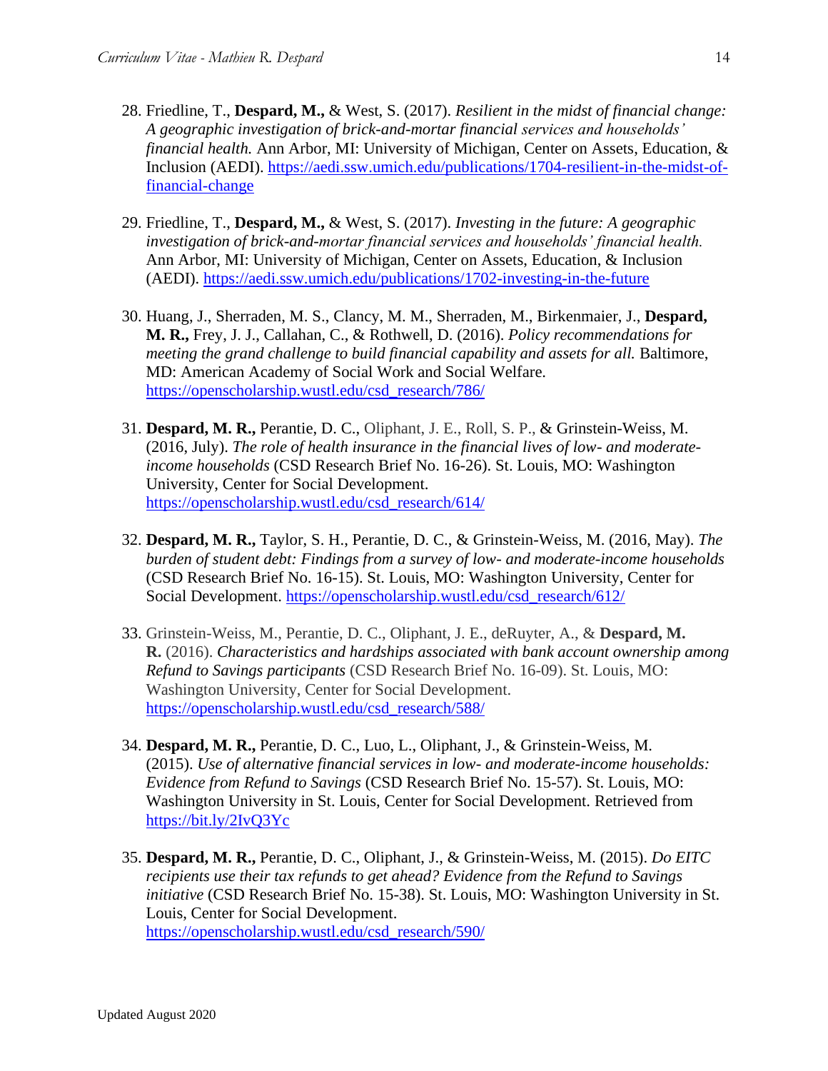28. Friedline, T., **Despard, M.,** & West, S. (2017). *Resilient in the midst of financial change: A geographic investigation of brick-and-mortar financial services and households' financial health.* Ann Arbor, MI: University of Michigan, Center on Assets, Education, & Inclusion (AEDI). https://aedi.ssw.umich.edu/publications/1704-resilient-in-the-midst-of-financial-change

29. Friedline, T., **Despard, M.,** & West, S. (2017). *Investing in the future: A geographic investigation of brick-and-mortar financial services and households' financial health.* Ann Arbor, MI: University of Michigan, Center on Assets, Education, & Inclusion (AEDI). https://aedi.ssw.umich.edu/publications/1702-investing-in-the-future

30. Huang, J., Sherraden, M. S., Clancy, M. M., Sherraden, M., Birkenmaier, J., **Despard, M. R.,** Frey, J. J., Callahan, C., & Rothwell, D. (2016). *Policy recommendations for meeting the grand challenge to build financial capability and assets for all.* Baltimore, MD: American Academy of Social Work and Social Welfare. https://openscholarship.wustl.edu/csd_research/786/

31. **Despard, M. R.,** Perantie, D. C., Oliphant, J. E., Roll, S. P., & Grinstein-Weiss, M. (2016, July). *The role of health insurance in the financial lives of low- and moderate-income households* (CSD Research Brief No. 16-26). St. Louis, MO: Washington University, Center for Social Development. https://openscholarship.wustl.edu/csd_research/614/

32. **Despard, M. R.,** Taylor, S. H., Perantie, D. C., & Grinstein-Weiss, M. (2016, May). *The burden of student debt: Findings from a survey of low- and moderate-income households* (CSD Research Brief No. 16-15). St. Louis, MO: Washington University, Center for Social Development. https://openscholarship.wustl.edu/csd_research/612/

33. Grinstein-Weiss, M., Perantie, D. C., Oliphant, J. E., deRuyter, A., & **Despard, M. R.** (2016). *Characteristics and hardships associated with bank account ownership among Refund to Savings participants* (CSD Research Brief No. 16-09). St. Louis, MO: Washington University, Center for Social Development. https://openscholarship.wustl.edu/csd_research/588/

34. **Despard, M. R.,** Perantie, D. C., Luo, L., Oliphant, J., & Grinstein-Weiss, M. (2015). *Use of alternative financial services in low- and moderate-income households: Evidence from Refund to Savings* (CSD Research Brief No. 15-57). St. Louis, MO: Washington University in St. Louis, Center for Social Development. Retrieved from https://bit.ly/2IvQ3Yc

35. **Despard, M. R.,** Perantie, D. C., Oliphant, J., & Grinstein-Weiss, M. (2015). *Do EITC recipients use their tax refunds to get ahead? Evidence from the Refund to Savings initiative* (CSD Research Brief No. 15-38). St. Louis, MO: Washington University in St. Louis, Center for Social Development. https://openscholarship.wustl.edu/csd_research/590/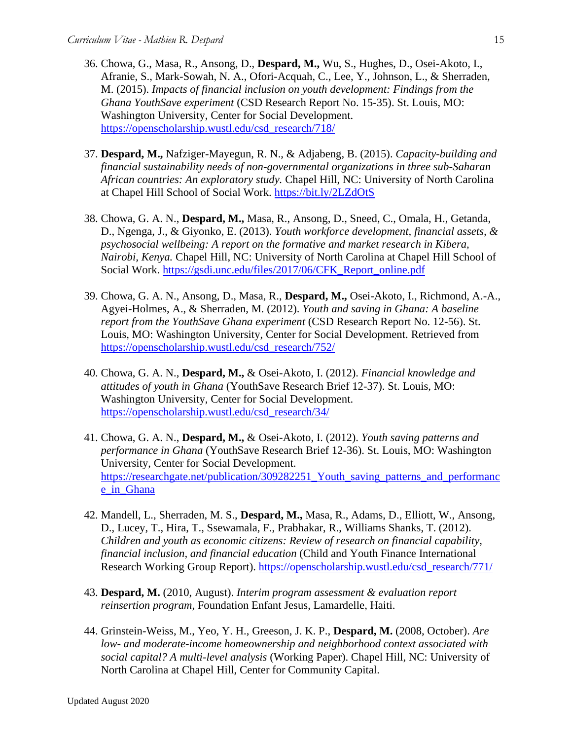36. Chowa, G., Masa, R., Ansong, D., **Despard, M.,** Wu, S., Hughes, D., Osei-Akoto, I., Afranie, S., Mark-Sowah, N. A., Ofori-Acquah, C., Lee, Y., Johnson, L., & Sherraden, M. (2015). *Impacts of financial inclusion on youth development: Findings from the Ghana YouthSave experiment* (CSD Research Report No. 15-35). St. Louis, MO: Washington University, Center for Social Development. https://openscholarship.wustl.edu/csd_research/718/

37. **Despard, M.,** Nafziger-Mayegun, R. N., & Adjabeng, B. (2015). *Capacity-building and financial sustainability needs of non-governmental organizations in three sub-Saharan African countries: An exploratory study.* Chapel Hill, NC: University of North Carolina at Chapel Hill School of Social Work. https://bit.ly/2LZdOtS

38. Chowa, G. A. N., **Despard, M.,** Masa, R., Ansong, D., Sneed, C., Omala, H., Getanda, D., Ngenga, J., & Giyonko, E. (2013). *Youth workforce development, financial assets, & psychosocial wellbeing: A report on the formative and market research in Kibera, Nairobi, Kenya.* Chapel Hill, NC: University of North Carolina at Chapel Hill School of Social Work. https://gsdi.unc.edu/files/2017/06/CFK_Report_online.pdf

39. Chowa, G. A. N., Ansong, D., Masa, R., **Despard, M.,** Osei-Akoto, I., Richmond, A.-A., Agyei-Holmes, A., & Sherraden, M. (2012). *Youth and saving in Ghana: A baseline report from the YouthSave Ghana experiment* (CSD Research Report No. 12-56). St. Louis, MO: Washington University, Center for Social Development. Retrieved from https://openscholarship.wustl.edu/csd_research/752/

40. Chowa, G. A. N., **Despard, M.,** & Osei-Akoto, I. (2012). *Financial knowledge and attitudes of youth in Ghana* (YouthSave Research Brief 12-37). St. Louis, MO: Washington University, Center for Social Development. https://openscholarship.wustl.edu/csd_research/34/

41. Chowa, G. A. N., **Despard, M.,** & Osei-Akoto, I. (2012). *Youth saving patterns and performance in Ghana* (YouthSave Research Brief 12-36). St. Louis, MO: Washington University, Center for Social Development. https://researchgate.net/publication/309282251_Youth_saving_patterns_and_performance_in_Ghana

42. Mandell, L., Sherraden, M. S., **Despard, M.,** Masa, R., Adams, D., Elliott, W., Ansong, D., Lucey, T., Hira, T., Ssewamala, F., Prabhakar, R., Williams Shanks, T. (2012). *Children and youth as economic citizens: Review of research on financial capability, financial inclusion, and financial education* (Child and Youth Finance International Research Working Group Report). https://openscholarship.wustl.edu/csd_research/771/

43. **Despard, M.** (2010, August). *Interim program assessment & evaluation report reinsertion program*, Foundation Enfant Jesus, Lamardelle, Haiti.

44. Grinstein-Weiss, M., Yeo, Y. H., Greeson, J. K. P., **Despard, M.** (2008, October). *Are low- and moderate-income homeownership and neighborhood context associated with social capital? A multi-level analysis* (Working Paper). Chapel Hill, NC: University of North Carolina at Chapel Hill, Center for Community Capital.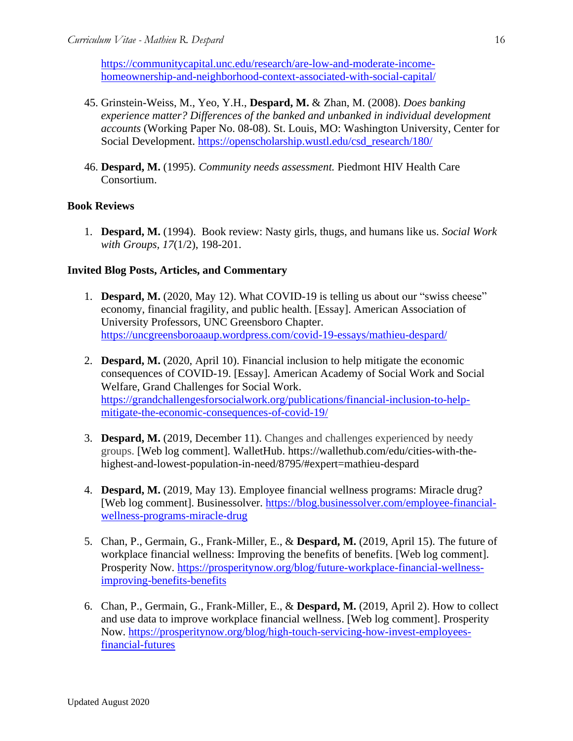https://communitycapital.unc.edu/research/are-low-and-moderate-income-homeownership-and-neighborhood-context-associated-with-social-capital/

45. Grinstein-Weiss, M., Yeo, Y.H., **Despard, M.** & Zhan, M. (2008). *Does banking experience matter? Differences of the banked and unbanked in individual development accounts* (Working Paper No. 08-08). St. Louis, MO: Washington University, Center for Social Development. https://openscholarship.wustl.edu/csd_research/180/

46. **Despard, M.** (1995). *Community needs assessment.* Piedmont HIV Health Care Consortium.

**Book Reviews**

1. **Despard, M.** (1994). Book review: Nasty girls, thugs, and humans like us. *Social Work with Groups, 17*(1/2), 198-201.

**Invited Blog Posts, Articles, and Commentary**

1. **Despard, M.** (2020, May 12). What COVID-19 is telling us about our "swiss cheese" economy, financial fragility, and public health. [Essay]. American Association of University Professors, UNC Greensboro Chapter. https://uncgreensboroaaup.wordpress.com/covid-19-essays/mathieu-despard/

2. **Despard, M.** (2020, April 10). Financial inclusion to help mitigate the economic consequences of COVID-19. [Essay]. American Academy of Social Work and Social Welfare, Grand Challenges for Social Work. https://grandchallengesforsocialwork.org/publications/financial-inclusion-to-help-mitigate-the-economic-consequences-of-covid-19/

3. **Despard, M.** (2019, December 11). Changes and challenges experienced by needy groups. [Web log comment]. WalletHub. https://wallethub.com/edu/cities-with-the-highest-and-lowest-population-in-need/8795/#expert=mathieu-despard

4. **Despard, M.** (2019, May 13). Employee financial wellness programs: Miracle drug? [Web log comment]. Businessolver. https://blog.businessolver.com/employee-financial-wellness-programs-miracle-drug

5. Chan, P., Germain, G., Frank-Miller, E., & **Despard, M.** (2019, April 15). The future of workplace financial wellness: Improving the benefits of benefits. [Web log comment]. Prosperity Now. https://prosperitynow.org/blog/future-workplace-financial-wellness-improving-benefits-benefits

6. Chan, P., Germain, G., Frank-Miller, E., & **Despard, M.** (2019, April 2). How to collect and use data to improve workplace financial wellness. [Web log comment]. Prosperity Now. https://prosperitynow.org/blog/high-touch-servicing-how-invest-employees-financial-futures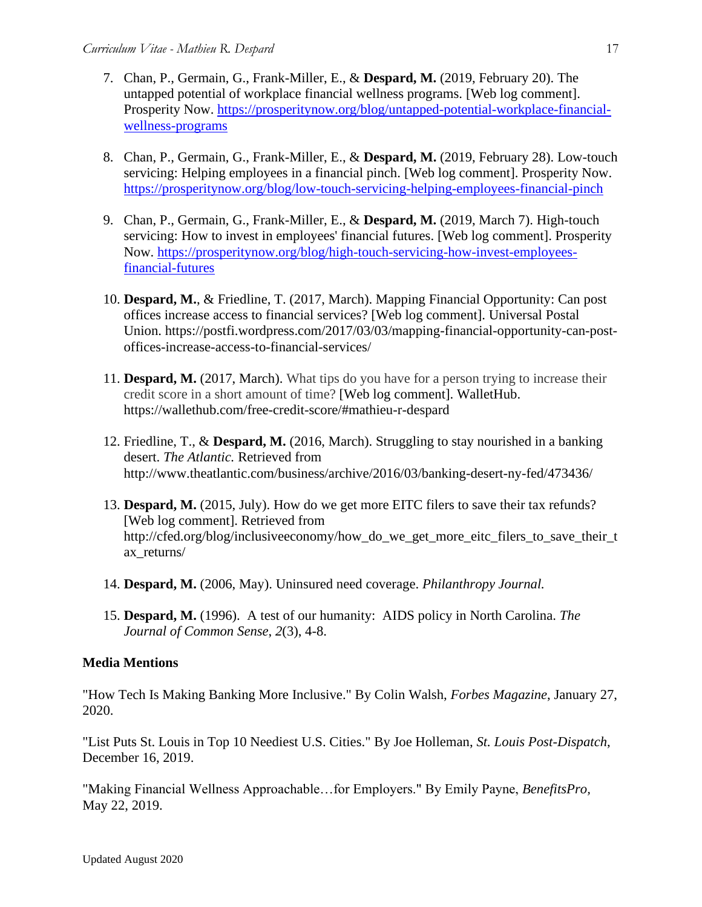7. Chan, P., Germain, G., Frank-Miller, E., & **Despard, M.** (2019, February 20). The untapped potential of workplace financial wellness programs. [Web log comment]. Prosperity Now. https://prosperitynow.org/blog/untapped-potential-workplace-financial-wellness-programs

8. Chan, P., Germain, G., Frank-Miller, E., & **Despard, M.** (2019, February 28). Low-touch servicing: Helping employees in a financial pinch. [Web log comment]. Prosperity Now. https://prosperitynow.org/blog/low-touch-servicing-helping-employees-financial-pinch

9. Chan, P., Germain, G., Frank-Miller, E., & **Despard, M.** (2019, March 7). High-touch servicing: How to invest in employees' financial futures. [Web log comment]. Prosperity Now. https://prosperitynow.org/blog/high-touch-servicing-how-invest-employees-financial-futures

10. **Despard, M.**, & Friedline, T. (2017, March). Mapping Financial Opportunity: Can post offices increase access to financial services? [Web log comment]. Universal Postal Union. https://postfi.wordpress.com/2017/03/03/mapping-financial-opportunity-can-post-offices-increase-access-to-financial-services/

11. **Despard, M.** (2017, March). What tips do you have for a person trying to increase their credit score in a short amount of time? [Web log comment]. WalletHub. https://wallethub.com/free-credit-score/#mathieu-r-despard

12. Friedline, T., & **Despard, M.** (2016, March). Struggling to stay nourished in a banking desert. *The Atlantic.* Retrieved from http://www.theatlantic.com/business/archive/2016/03/banking-desert-ny-fed/473436/

13. **Despard, M.** (2015, July). How do we get more EITC filers to save their tax refunds? [Web log comment]. Retrieved from http://cfed.org/blog/inclusiveeconomy/how_do_we_get_more_eitc_filers_to_save_their_tax_returns/

14. **Despard, M.** (2006, May). Uninsured need coverage. *Philanthropy Journal.*

15. **Despard, M.** (1996). A test of our humanity: AIDS policy in North Carolina. *The Journal of Common Sense*, *2*(3), 4-8.

**Media Mentions**

"How Tech Is Making Banking More Inclusive." By Colin Walsh, *Forbes Magazine*, January 27, 2020.

"List Puts St. Louis in Top 10 Neediest U.S. Cities." By Joe Holleman, *St. Louis Post-Dispatch*, December 16, 2019.

"Making Financial Wellness Approachable…for Employers." By Emily Payne, *BenefitsPro,* May 22, 2019.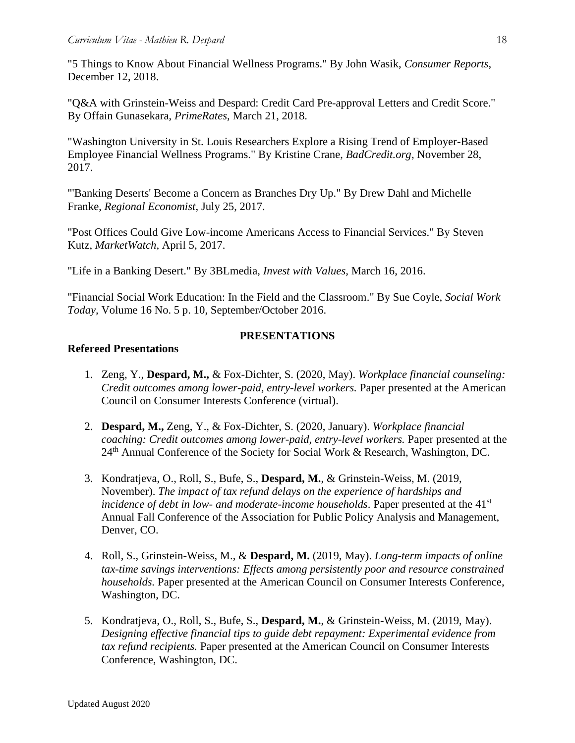"5 Things to Know About Financial Wellness Programs." By John Wasik, *Consumer Reports*, December 12, 2018.

"Q&A with Grinstein-Weiss and Despard: Credit Card Pre-approval Letters and Credit Score." By Offain Gunasekara, *PrimeRates*, March 21, 2018.

"Washington University in St. Louis Researchers Explore a Rising Trend of Employer-Based Employee Financial Wellness Programs." By Kristine Crane, *BadCredit.org*, November 28, 2017.

"'Banking Deserts' Become a Concern as Branches Dry Up." By Drew Dahl and Michelle Franke, *Regional Economist*, July 25, 2017.

"Post Offices Could Give Low-income Americans Access to Financial Services." By Steven Kutz, *MarketWatch*, April 5, 2017.

"Life in a Banking Desert." By 3BLmedia, *Invest with Values*, March 16, 2016.

"Financial Social Work Education: In the Field and the Classroom." By Sue Coyle, *Social Work Today*, Volume 16 No. 5 p. 10, September/October 2016.

## PRESENTATIONS

### Refereed Presentations

1. Zeng, Y., **Despard, M.,** & Fox-Dichter, S. (2020, May). *Workplace financial counseling: Credit outcomes among lower-paid, entry-level workers.* Paper presented at the American Council on Consumer Interests Conference (virtual).

2. **Despard, M.,** Zeng, Y., & Fox-Dichter, S. (2020, January). *Workplace financial coaching: Credit outcomes among lower-paid, entry-level workers.* Paper presented at the 24th Annual Conference of the Society for Social Work & Research, Washington, DC.

3. Kondratjeva, O., Roll, S., Bufe, S., **Despard, M.**, & Grinstein-Weiss, M. (2019, November). *The impact of tax refund delays on the experience of hardships and incidence of debt in low- and moderate-income households*. Paper presented at the 41st Annual Fall Conference of the Association for Public Policy Analysis and Management, Denver, CO.

4. Roll, S., Grinstein-Weiss, M., & **Despard, M.** (2019, May). *Long-term impacts of online tax-time savings interventions: Effects among persistently poor and resource constrained households.* Paper presented at the American Council on Consumer Interests Conference, Washington, DC.

5. Kondratjeva, O., Roll, S., Bufe, S., **Despard, M.**, & Grinstein-Weiss, M. (2019, May). *Designing effective financial tips to guide debt repayment: Experimental evidence from tax refund recipients.* Paper presented at the American Council on Consumer Interests Conference, Washington, DC.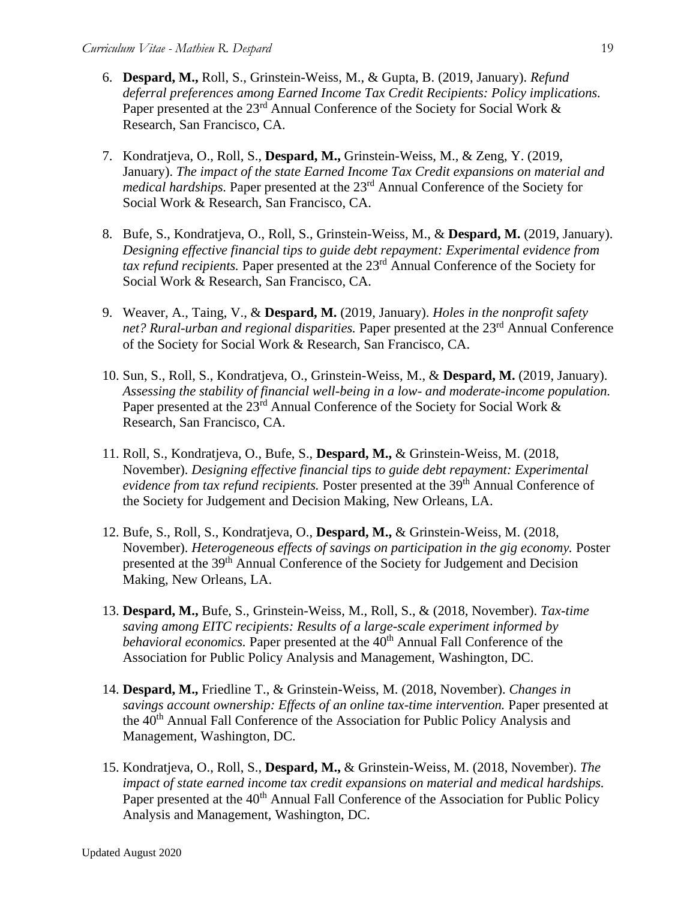6. **Despard, M.,** Roll, S., Grinstein-Weiss, M., & Gupta, B. (2019, January). *Refund deferral preferences among Earned Income Tax Credit Recipients: Policy implications.* Paper presented at the 23rd Annual Conference of the Society for Social Work & Research, San Francisco, CA.

7. Kondratjeva, O., Roll, S., **Despard, M.,** Grinstein-Weiss, M., & Zeng, Y. (2019, January). *The impact of the state Earned Income Tax Credit expansions on material and medical hardships.* Paper presented at the 23rd Annual Conference of the Society for Social Work & Research, San Francisco, CA.

8. Bufe, S., Kondratjeva, O., Roll, S., Grinstein-Weiss, M., & **Despard, M.** (2019, January). *Designing effective financial tips to guide debt repayment: Experimental evidence from tax refund recipients.* Paper presented at the 23rd Annual Conference of the Society for Social Work & Research, San Francisco, CA.

9. Weaver, A., Taing, V., & **Despard, M.** (2019, January). *Holes in the nonprofit safety net? Rural-urban and regional disparities.* Paper presented at the 23rd Annual Conference of the Society for Social Work & Research, San Francisco, CA.

10. Sun, S., Roll, S., Kondratjeva, O., Grinstein-Weiss, M., & **Despard, M.** (2019, January). *Assessing the stability of financial well-being in a low- and moderate-income population.* Paper presented at the 23rd Annual Conference of the Society for Social Work & Research, San Francisco, CA.

11. Roll, S., Kondratjeva, O., Bufe, S., **Despard, M.,** & Grinstein-Weiss, M. (2018, November). *Designing effective financial tips to guide debt repayment: Experimental evidence from tax refund recipients.* Poster presented at the 39th Annual Conference of the Society for Judgement and Decision Making, New Orleans, LA.

12. Bufe, S., Roll, S., Kondratjeva, O., **Despard, M.,** & Grinstein-Weiss, M. (2018, November). *Heterogeneous effects of savings on participation in the gig economy.* Poster presented at the 39th Annual Conference of the Society for Judgement and Decision Making, New Orleans, LA.

13. **Despard, M.,** Bufe, S., Grinstein-Weiss, M., Roll, S., & (2018, November). *Tax-time saving among EITC recipients: Results of a large-scale experiment informed by behavioral economics.* Paper presented at the 40th Annual Fall Conference of the Association for Public Policy Analysis and Management, Washington, DC.

14. **Despard, M.,** Friedline T., & Grinstein-Weiss, M. (2018, November). *Changes in savings account ownership: Effects of an online tax-time intervention.* Paper presented at the 40th Annual Fall Conference of the Association for Public Policy Analysis and Management, Washington, DC.

15. Kondratjeva, O., Roll, S., **Despard, M.,** & Grinstein-Weiss, M. (2018, November). *The impact of state earned income tax credit expansions on material and medical hardships.* Paper presented at the 40th Annual Fall Conference of the Association for Public Policy Analysis and Management, Washington, DC.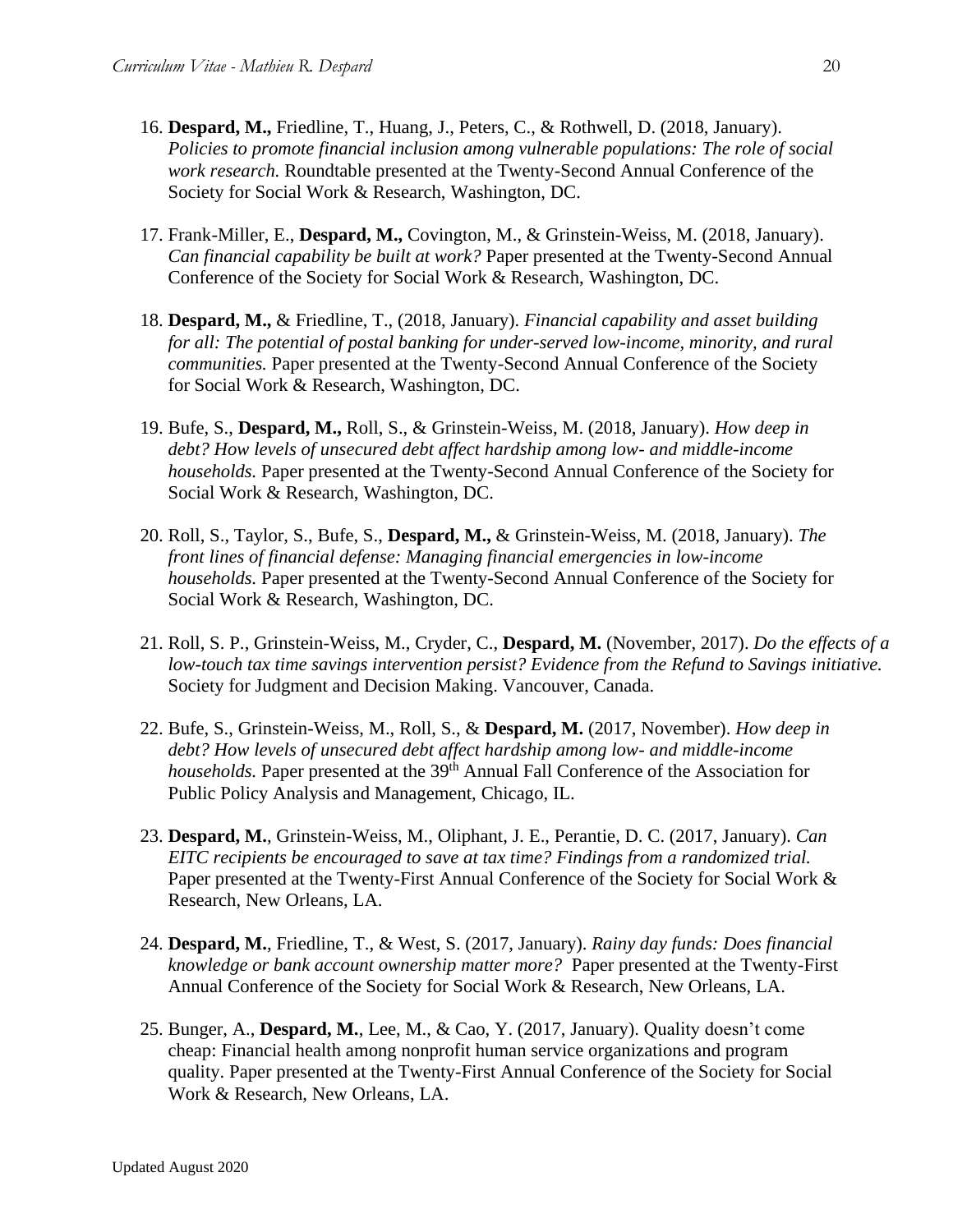16. **Despard, M.,** Friedline, T., Huang, J., Peters, C., & Rothwell, D. (2018, January). *Policies to promote financial inclusion among vulnerable populations: The role of social work research.* Roundtable presented at the Twenty-Second Annual Conference of the Society for Social Work & Research, Washington, DC.

17. Frank-Miller, E., **Despard, M.,** Covington, M., & Grinstein-Weiss, M. (2018, January). *Can financial capability be built at work?* Paper presented at the Twenty-Second Annual Conference of the Society for Social Work & Research, Washington, DC.

18. **Despard, M.,** & Friedline, T., (2018, January). *Financial capability and asset building for all: The potential of postal banking for under-served low-income, minority, and rural communities.* Paper presented at the Twenty-Second Annual Conference of the Society for Social Work & Research, Washington, DC.

19. Bufe, S., **Despard, M.,** Roll, S., & Grinstein-Weiss, M. (2018, January). *How deep in debt? How levels of unsecured debt affect hardship among low- and middle-income households.* Paper presented at the Twenty-Second Annual Conference of the Society for Social Work & Research, Washington, DC.

20. Roll, S., Taylor, S., Bufe, S., **Despard, M.,** & Grinstein-Weiss, M. (2018, January). *The front lines of financial defense: Managing financial emergencies in low-income households.* Paper presented at the Twenty-Second Annual Conference of the Society for Social Work & Research, Washington, DC.

21. Roll, S. P., Grinstein-Weiss, M., Cryder, C., **Despard, M.** (November, 2017). *Do the effects of a low-touch tax time savings intervention persist? Evidence from the Refund to Savings initiative.* Society for Judgment and Decision Making. Vancouver, Canada.

22. Bufe, S., Grinstein-Weiss, M., Roll, S., & **Despard, M.** (2017, November). *How deep in debt? How levels of unsecured debt affect hardship among low- and middle-income households.* Paper presented at the 39th Annual Fall Conference of the Association for Public Policy Analysis and Management, Chicago, IL.

23. **Despard, M.**, Grinstein-Weiss, M., Oliphant, J. E., Perantie, D. C. (2017, January). *Can EITC recipients be encouraged to save at tax time? Findings from a randomized trial.* Paper presented at the Twenty-First Annual Conference of the Society for Social Work & Research, New Orleans, LA.

24. **Despard, M.**, Friedline, T., & West, S. (2017, January). *Rainy day funds: Does financial knowledge or bank account ownership matter more?* Paper presented at the Twenty-First Annual Conference of the Society for Social Work & Research, New Orleans, LA.

25. Bunger, A., **Despard, M.**, Lee, M., & Cao, Y. (2017, January). Quality doesn't come cheap: Financial health among nonprofit human service organizations and program quality. Paper presented at the Twenty-First Annual Conference of the Society for Social Work & Research, New Orleans, LA.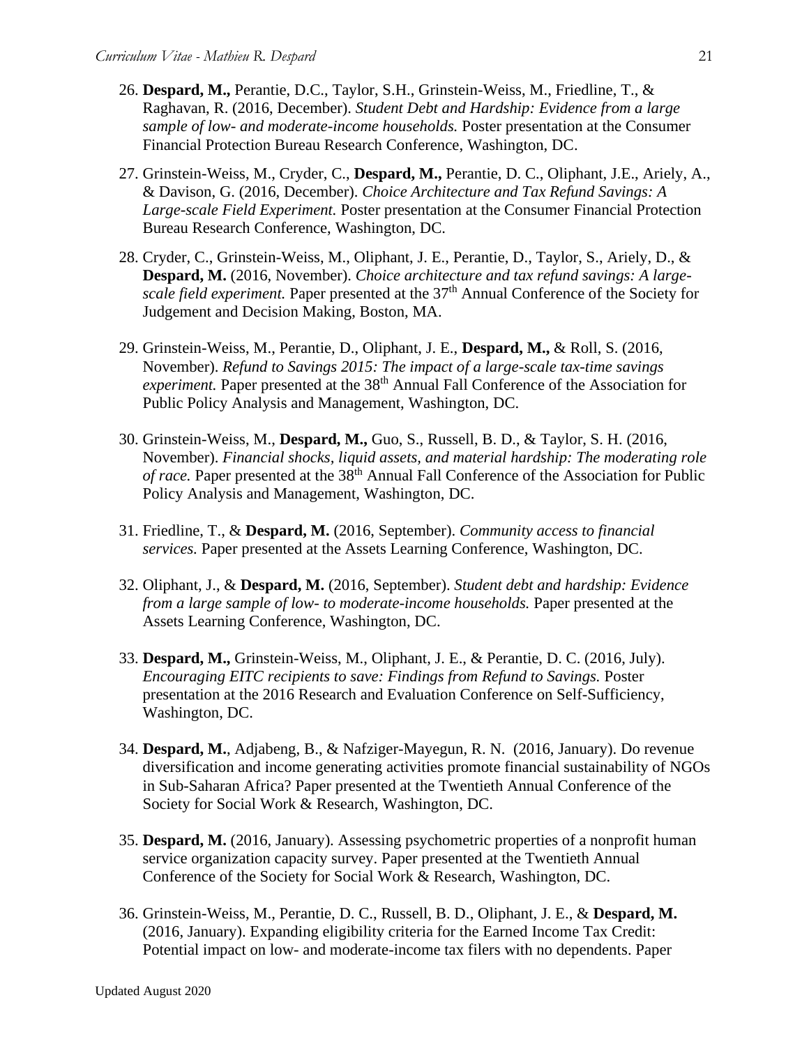26. **Despard, M.,** Perantie, D.C., Taylor, S.H., Grinstein-Weiss, M., Friedline, T., & Raghavan, R. (2016, December). *Student Debt and Hardship: Evidence from a large sample of low- and moderate-income households.* Poster presentation at the Consumer Financial Protection Bureau Research Conference, Washington, DC.

27. Grinstein-Weiss, M., Cryder, C., **Despard, M.,** Perantie, D. C., Oliphant, J.E., Ariely, A., & Davison, G. (2016, December). *Choice Architecture and Tax Refund Savings: A Large-scale Field Experiment.* Poster presentation at the Consumer Financial Protection Bureau Research Conference, Washington, DC.

28. Cryder, C., Grinstein-Weiss, M., Oliphant, J. E., Perantie, D., Taylor, S., Ariely, D., & **Despard, M.** (2016, November). *Choice architecture and tax refund savings: A large-scale field experiment.* Paper presented at the 37th Annual Conference of the Society for Judgement and Decision Making, Boston, MA.

29. Grinstein-Weiss, M., Perantie, D., Oliphant, J. E., **Despard, M.,** & Roll, S. (2016, November). *Refund to Savings 2015: The impact of a large-scale tax-time savings experiment.* Paper presented at the 38th Annual Fall Conference of the Association for Public Policy Analysis and Management, Washington, DC.

30. Grinstein-Weiss, M., **Despard, M.,** Guo, S., Russell, B. D., & Taylor, S. H. (2016, November). *Financial shocks, liquid assets, and material hardship: The moderating role of race.* Paper presented at the 38th Annual Fall Conference of the Association for Public Policy Analysis and Management, Washington, DC.

31. Friedline, T., & **Despard, M.** (2016, September). *Community access to financial services.* Paper presented at the Assets Learning Conference, Washington, DC.

32. Oliphant, J., & **Despard, M.** (2016, September). *Student debt and hardship: Evidence from a large sample of low- to moderate-income households.* Paper presented at the Assets Learning Conference, Washington, DC.

33. **Despard, M.,** Grinstein-Weiss, M., Oliphant, J. E., & Perantie, D. C. (2016, July). *Encouraging EITC recipients to save: Findings from Refund to Savings.* Poster presentation at the 2016 Research and Evaluation Conference on Self-Sufficiency, Washington, DC.

34. **Despard, M.**, Adjabeng, B., & Nafziger-Mayegun, R. N. (2016, January). Do revenue diversification and income generating activities promote financial sustainability of NGOs in Sub-Saharan Africa? Paper presented at the Twentieth Annual Conference of the Society for Social Work & Research, Washington, DC.

35. **Despard, M.** (2016, January). Assessing psychometric properties of a nonprofit human service organization capacity survey. Paper presented at the Twentieth Annual Conference of the Society for Social Work & Research, Washington, DC.

36. Grinstein-Weiss, M., Perantie, D. C., Russell, B. D., Oliphant, J. E., & **Despard, M.** (2016, January). Expanding eligibility criteria for the Earned Income Tax Credit: Potential impact on low- and moderate-income tax filers with no dependents. Paper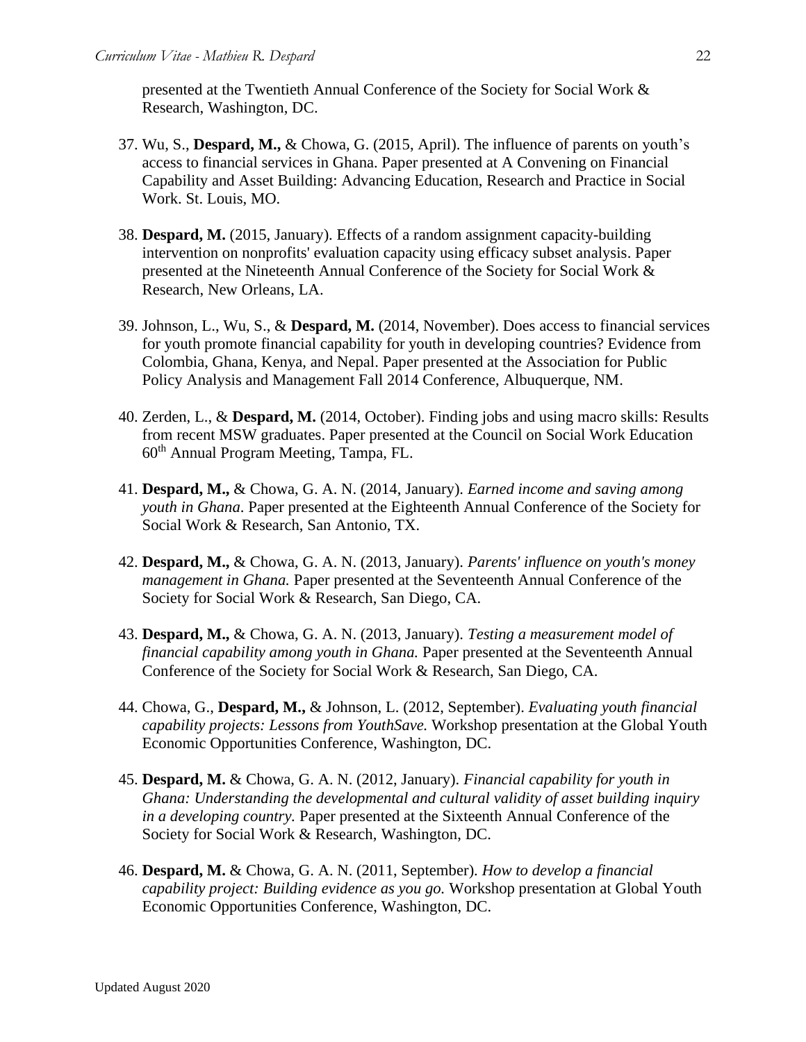presented at the Twentieth Annual Conference of the Society for Social Work & Research, Washington, DC.

37. Wu, S., **Despard, M.,** & Chowa, G. (2015, April). The influence of parents on youth's access to financial services in Ghana. Paper presented at A Convening on Financial Capability and Asset Building: Advancing Education, Research and Practice in Social Work. St. Louis, MO.

38. **Despard, M.** (2015, January). Effects of a random assignment capacity-building intervention on nonprofits' evaluation capacity using efficacy subset analysis. Paper presented at the Nineteenth Annual Conference of the Society for Social Work & Research, New Orleans, LA.

39. Johnson, L., Wu, S., & **Despard, M.** (2014, November). Does access to financial services for youth promote financial capability for youth in developing countries? Evidence from Colombia, Ghana, Kenya, and Nepal. Paper presented at the Association for Public Policy Analysis and Management Fall 2014 Conference, Albuquerque, NM.

40. Zerden, L., & **Despard, M.** (2014, October). Finding jobs and using macro skills: Results from recent MSW graduates. Paper presented at the Council on Social Work Education 60th Annual Program Meeting, Tampa, FL.

41. **Despard, M.,** & Chowa, G. A. N. (2014, January). *Earned income and saving among youth in Ghana*. Paper presented at the Eighteenth Annual Conference of the Society for Social Work & Research, San Antonio, TX.

42. **Despard, M.,** & Chowa, G. A. N. (2013, January). *Parents' influence on youth's money management in Ghana.* Paper presented at the Seventeenth Annual Conference of the Society for Social Work & Research, San Diego, CA.

43. **Despard, M.,** & Chowa, G. A. N. (2013, January). *Testing a measurement model of financial capability among youth in Ghana.* Paper presented at the Seventeenth Annual Conference of the Society for Social Work & Research, San Diego, CA.

44. Chowa, G., **Despard, M.,** & Johnson, L. (2012, September). *Evaluating youth financial capability projects: Lessons from YouthSave.* Workshop presentation at the Global Youth Economic Opportunities Conference, Washington, DC.

45. **Despard, M.** & Chowa, G. A. N. (2012, January). *Financial capability for youth in Ghana: Understanding the developmental and cultural validity of asset building inquiry in a developing country.* Paper presented at the Sixteenth Annual Conference of the Society for Social Work & Research, Washington, DC.

46. **Despard, M.** & Chowa, G. A. N. (2011, September). *How to develop a financial capability project: Building evidence as you go.* Workshop presentation at Global Youth Economic Opportunities Conference, Washington, DC.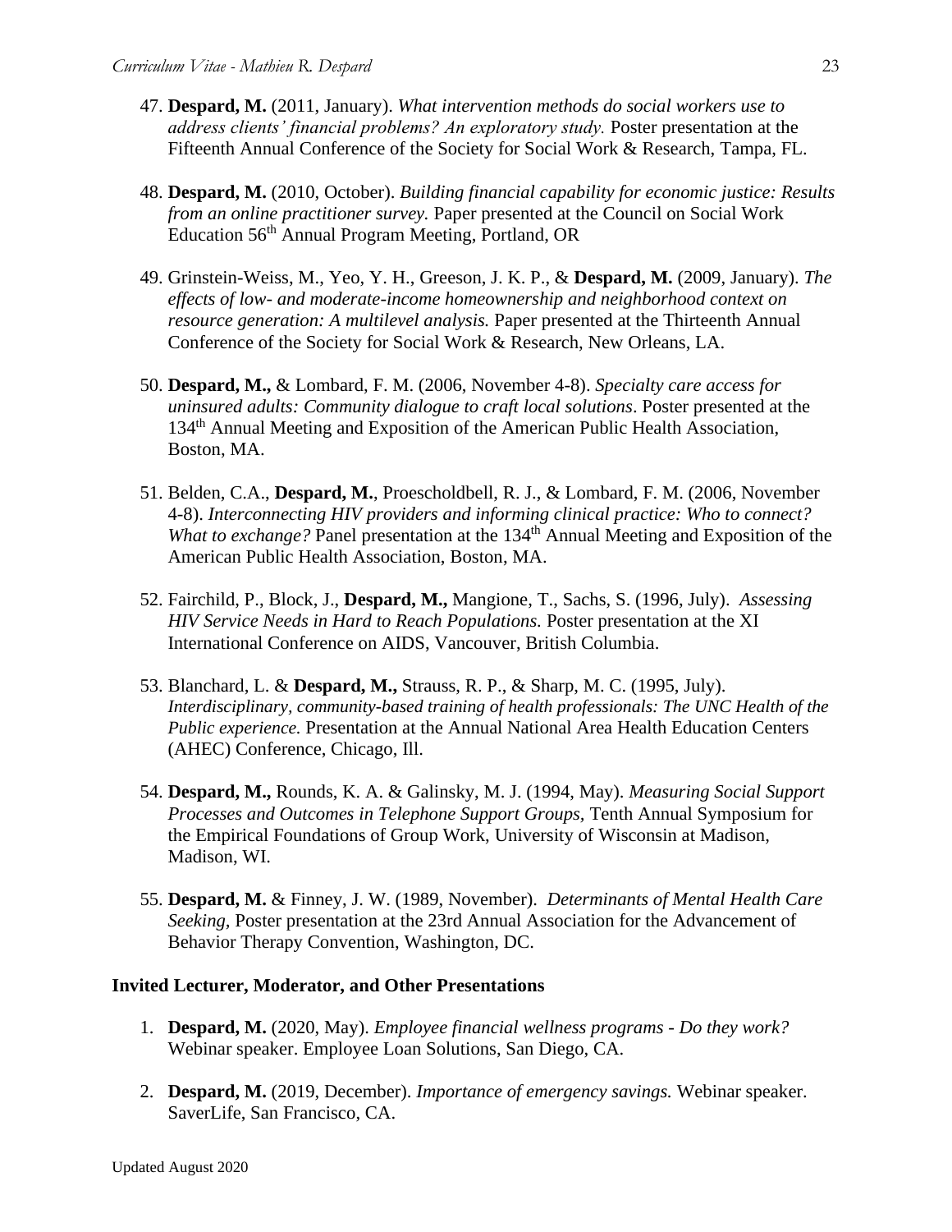47. **Despard, M.** (2011, January). *What intervention methods do social workers use to address clients' financial problems? An exploratory study.* Poster presentation at the Fifteenth Annual Conference of the Society for Social Work & Research, Tampa, FL.

48. **Despard, M.** (2010, October). *Building financial capability for economic justice: Results from an online practitioner survey.* Paper presented at the Council on Social Work Education 56th Annual Program Meeting, Portland, OR

49. Grinstein-Weiss, M., Yeo, Y. H., Greeson, J. K. P., & **Despard, M.** (2009, January). *The effects of low- and moderate-income homeownership and neighborhood context on resource generation: A multilevel analysis.* Paper presented at the Thirteenth Annual Conference of the Society for Social Work & Research, New Orleans, LA.

50. **Despard, M.,** & Lombard, F. M. (2006, November 4-8). *Specialty care access for uninsured adults: Community dialogue to craft local solutions*. Poster presented at the 134th Annual Meeting and Exposition of the American Public Health Association, Boston, MA.

51. Belden, C.A., **Despard, M.**, Proescholdbell, R. J., & Lombard, F. M. (2006, November 4-8). *Interconnecting HIV providers and informing clinical practice: Who to connect? What to exchange?* Panel presentation at the 134th Annual Meeting and Exposition of the American Public Health Association, Boston, MA.

52. Fairchild, P., Block, J., **Despard, M.,** Mangione, T., Sachs, S. (1996, July). *Assessing HIV Service Needs in Hard to Reach Populations.* Poster presentation at the XI International Conference on AIDS, Vancouver, British Columbia.

53. Blanchard, L. & **Despard, M.,** Strauss, R. P., & Sharp, M. C. (1995, July). *Interdisciplinary, community-based training of health professionals: The UNC Health of the Public experience.* Presentation at the Annual National Area Health Education Centers (AHEC) Conference, Chicago, Ill.

54. **Despard, M.,** Rounds, K. A. & Galinsky, M. J. (1994, May). *Measuring Social Support Processes and Outcomes in Telephone Support Groups,* Tenth Annual Symposium for the Empirical Foundations of Group Work, University of Wisconsin at Madison, Madison, WI.

55. **Despard, M.** & Finney, J. W. (1989, November). *Determinants of Mental Health Care Seeking,* Poster presentation at the 23rd Annual Association for the Advancement of Behavior Therapy Convention, Washington, DC.

**Invited Lecturer, Moderator, and Other Presentations**

1. **Despard, M.** (2020, May). *Employee financial wellness programs - Do they work?* Webinar speaker. Employee Loan Solutions, San Diego, CA.

2. **Despard, M.** (2019, December). *Importance of emergency savings.* Webinar speaker. SaverLife, San Francisco, CA.

Updated August 2020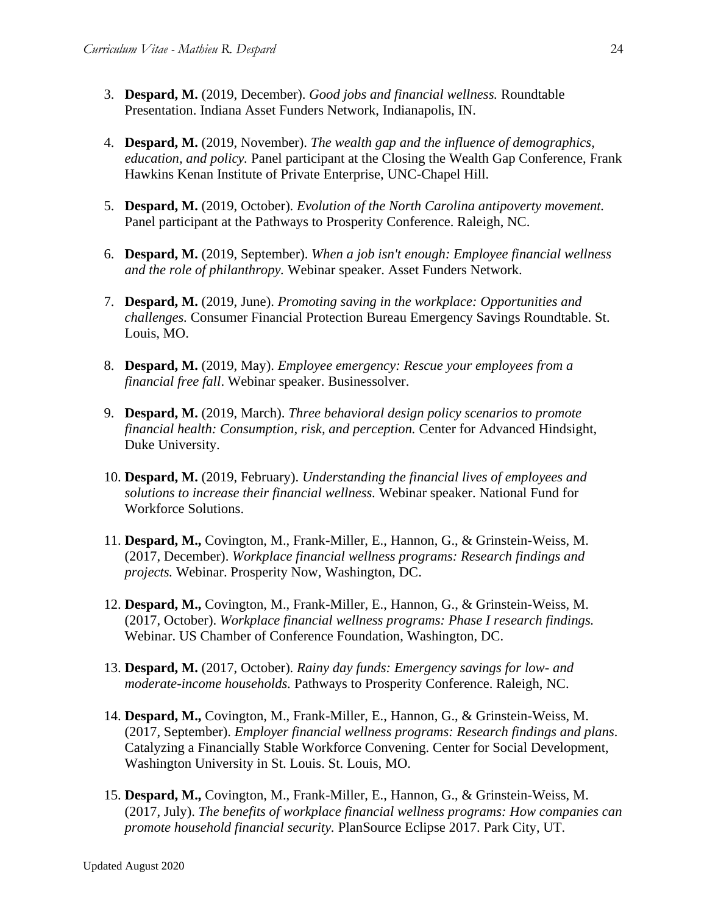3. **Despard, M.** (2019, December). *Good jobs and financial wellness.* Roundtable Presentation. Indiana Asset Funders Network, Indianapolis, IN.

4. **Despard, M.** (2019, November). *The wealth gap and the influence of demographics, education, and policy.* Panel participant at the Closing the Wealth Gap Conference, Frank Hawkins Kenan Institute of Private Enterprise, UNC-Chapel Hill.

5. **Despard, M.** (2019, October). *Evolution of the North Carolina antipoverty movement.* Panel participant at the Pathways to Prosperity Conference. Raleigh, NC.

6. **Despard, M.** (2019, September). *When a job isn't enough: Employee financial wellness and the role of philanthropy.* Webinar speaker. Asset Funders Network.

7. **Despard, M.** (2019, June). *Promoting saving in the workplace: Opportunities and challenges.* Consumer Financial Protection Bureau Emergency Savings Roundtable. St. Louis, MO.

8. **Despard, M.** (2019, May). *Employee emergency: Rescue your employees from a financial free fall*. Webinar speaker. Businessolver.

9. **Despard, M.** (2019, March). *Three behavioral design policy scenarios to promote financial health: Consumption, risk, and perception.* Center for Advanced Hindsight, Duke University.

10. **Despard, M.** (2019, February). *Understanding the financial lives of employees and solutions to increase their financial wellness.* Webinar speaker. National Fund for Workforce Solutions.

11. **Despard, M.,** Covington, M., Frank-Miller, E., Hannon, G., & Grinstein-Weiss, M. (2017, December). *Workplace financial wellness programs: Research findings and projects.* Webinar. Prosperity Now, Washington, DC.

12. **Despard, M.,** Covington, M., Frank-Miller, E., Hannon, G., & Grinstein-Weiss, M. (2017, October). *Workplace financial wellness programs: Phase I research findings.* Webinar. US Chamber of Conference Foundation, Washington, DC.

13. **Despard, M.** (2017, October). *Rainy day funds: Emergency savings for low- and moderate-income households.* Pathways to Prosperity Conference. Raleigh, NC.

14. **Despard, M.,** Covington, M., Frank-Miller, E., Hannon, G., & Grinstein-Weiss, M. (2017, September). *Employer financial wellness programs: Research findings and plans*. Catalyzing a Financially Stable Workforce Convening. Center for Social Development, Washington University in St. Louis. St. Louis, MO.

15. **Despard, M.,** Covington, M., Frank-Miller, E., Hannon, G., & Grinstein-Weiss, M. (2017, July). *The benefits of workplace financial wellness programs: How companies can promote household financial security.* PlanSource Eclipse 2017. Park City, UT.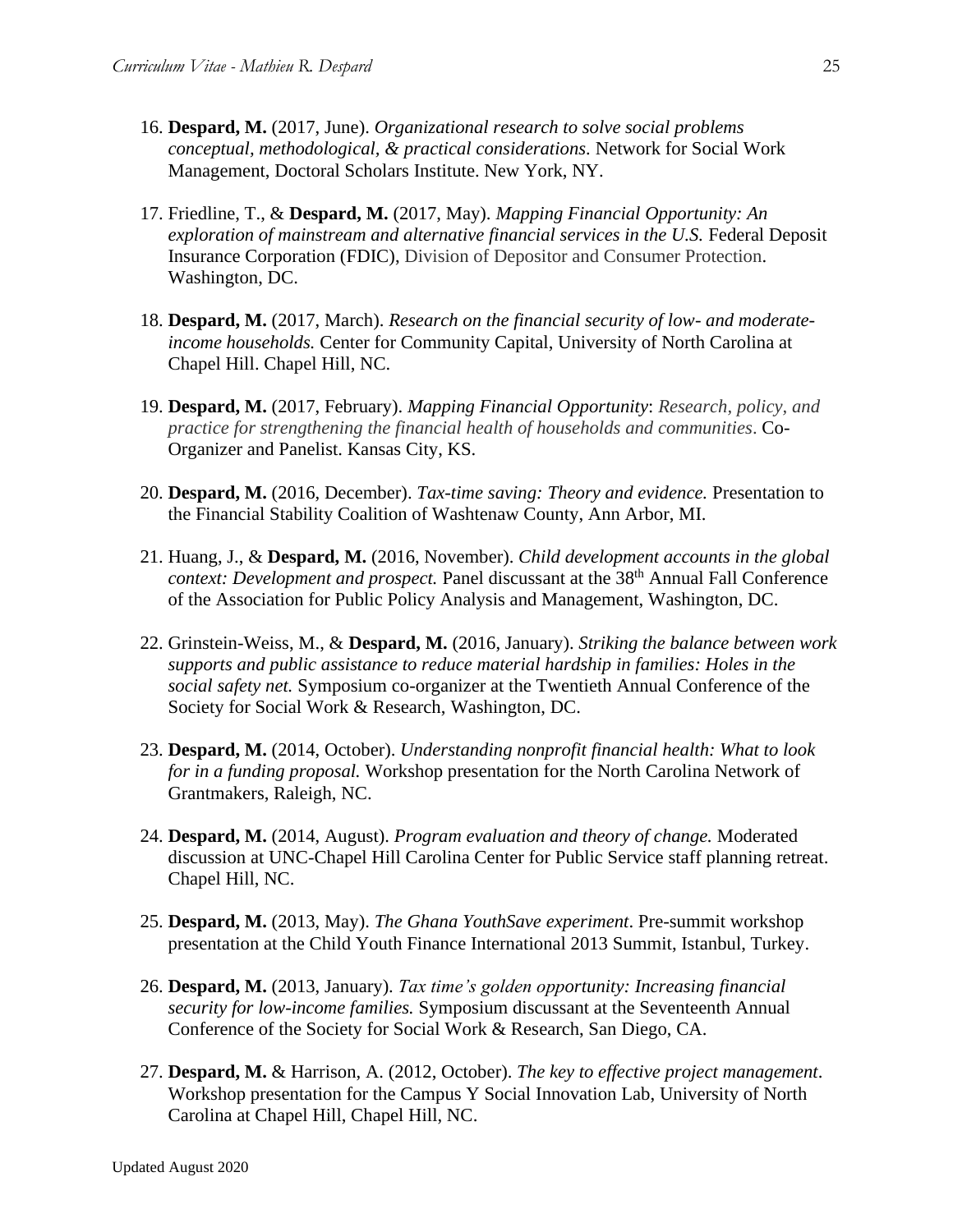16. **Despard, M.** (2017, June). *Organizational research to solve social problems conceptual, methodological, & practical considerations*. Network for Social Work Management, Doctoral Scholars Institute. New York, NY.

17. Friedline, T., & **Despard, M.** (2017, May). *Mapping Financial Opportunity: An exploration of mainstream and alternative financial services in the U.S.* Federal Deposit Insurance Corporation (FDIC), Division of Depositor and Consumer Protection. Washington, DC.

18. **Despard, M.** (2017, March). *Research on the financial security of low- and moderate-income households.* Center for Community Capital, University of North Carolina at Chapel Hill. Chapel Hill, NC.

19. **Despard, M.** (2017, February). *Mapping Financial Opportunity*: *Research, policy, and practice for strengthening the financial health of households and communities*. Co-Organizer and Panelist. Kansas City, KS.

20. **Despard, M.** (2016, December). *Tax-time saving: Theory and evidence.* Presentation to the Financial Stability Coalition of Washtenaw County, Ann Arbor, MI.

21. Huang, J., & **Despard, M.** (2016, November). *Child development accounts in the global context: Development and prospect.* Panel discussant at the 38th Annual Fall Conference of the Association for Public Policy Analysis and Management, Washington, DC.

22. Grinstein-Weiss, M., & **Despard, M.** (2016, January). *Striking the balance between work supports and public assistance to reduce material hardship in families: Holes in the social safety net.* Symposium co-organizer at the Twentieth Annual Conference of the Society for Social Work & Research, Washington, DC.

23. **Despard, M.** (2014, October). *Understanding nonprofit financial health: What to look for in a funding proposal.* Workshop presentation for the North Carolina Network of Grantmakers, Raleigh, NC.

24. **Despard, M.** (2014, August). *Program evaluation and theory of change.* Moderated discussion at UNC-Chapel Hill Carolina Center for Public Service staff planning retreat. Chapel Hill, NC.

25. **Despard, M.** (2013, May). *The Ghana YouthSave experiment*. Pre-summit workshop presentation at the Child Youth Finance International 2013 Summit, Istanbul, Turkey.

26. **Despard, M.** (2013, January). *Tax time's golden opportunity: Increasing financial security for low-income families.* Symposium discussant at the Seventeenth Annual Conference of the Society for Social Work & Research, San Diego, CA.

27. **Despard, M.** & Harrison, A. (2012, October). *The key to effective project management*. Workshop presentation for the Campus Y Social Innovation Lab, University of North Carolina at Chapel Hill, Chapel Hill, NC.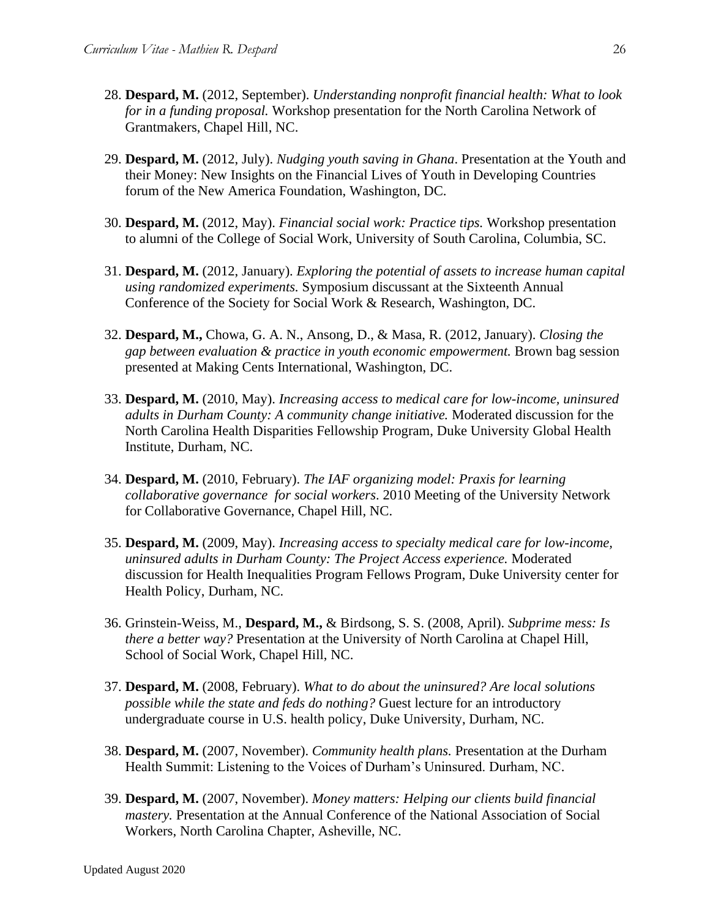28. **Despard, M.** (2012, September). *Understanding nonprofit financial health: What to look for in a funding proposal.* Workshop presentation for the North Carolina Network of Grantmakers, Chapel Hill, NC.

29. **Despard, M.** (2012, July). *Nudging youth saving in Ghana*. Presentation at the Youth and their Money: New Insights on the Financial Lives of Youth in Developing Countries forum of the New America Foundation, Washington, DC.

30. **Despard, M.** (2012, May). *Financial social work: Practice tips.* Workshop presentation to alumni of the College of Social Work, University of South Carolina, Columbia, SC.

31. **Despard, M.** (2012, January). *Exploring the potential of assets to increase human capital using randomized experiments.* Symposium discussant at the Sixteenth Annual Conference of the Society for Social Work & Research, Washington, DC.

32. **Despard, M.,** Chowa, G. A. N., Ansong, D., & Masa, R. (2012, January). *Closing the gap between evaluation & practice in youth economic empowerment.* Brown bag session presented at Making Cents International, Washington, DC.

33. **Despard, M.** (2010, May). *Increasing access to medical care for low-income, uninsured adults in Durham County: A community change initiative.* Moderated discussion for the North Carolina Health Disparities Fellowship Program, Duke University Global Health Institute, Durham, NC.

34. **Despard, M.** (2010, February). *The IAF organizing model: Praxis for learning collaborative governance for social workers*. 2010 Meeting of the University Network for Collaborative Governance, Chapel Hill, NC.

35. **Despard, M.** (2009, May). *Increasing access to specialty medical care for low-income, uninsured adults in Durham County: The Project Access experience.* Moderated discussion for Health Inequalities Program Fellows Program, Duke University center for Health Policy, Durham, NC.

36. Grinstein-Weiss, M., **Despard, M.,** & Birdsong, S. S. (2008, April). *Subprime mess: Is there a better way?* Presentation at the University of North Carolina at Chapel Hill, School of Social Work, Chapel Hill, NC.

37. **Despard, M.** (2008, February). *What to do about the uninsured? Are local solutions possible while the state and feds do nothing?* Guest lecture for an introductory undergraduate course in U.S. health policy, Duke University, Durham, NC.

38. **Despard, M.** (2007, November). *Community health plans.* Presentation at the Durham Health Summit: Listening to the Voices of Durham's Uninsured. Durham, NC.

39. **Despard, M.** (2007, November). *Money matters: Helping our clients build financial mastery.* Presentation at the Annual Conference of the National Association of Social Workers, North Carolina Chapter, Asheville, NC.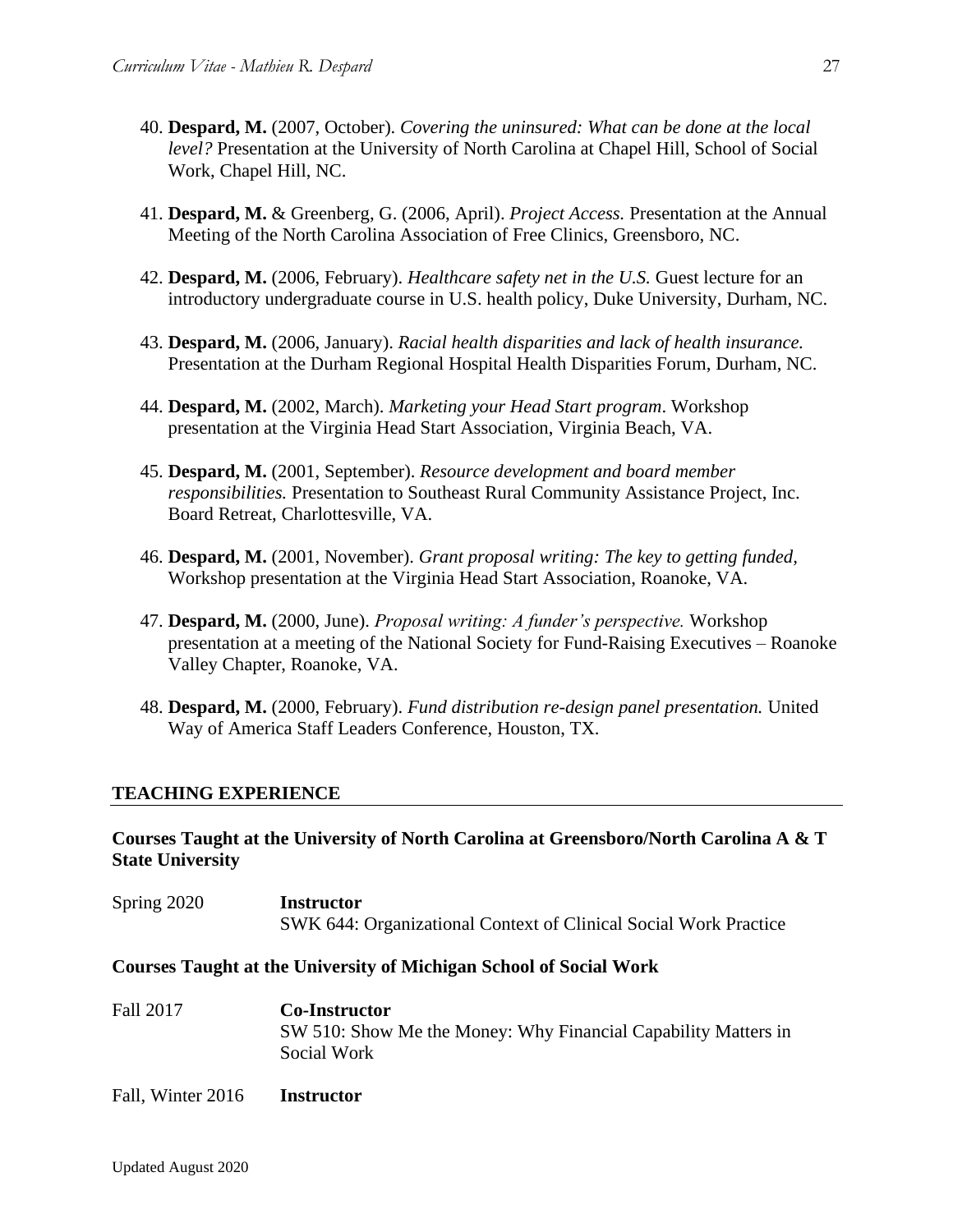40. **Despard, M.** (2007, October). *Covering the uninsured: What can be done at the local level?* Presentation at the University of North Carolina at Chapel Hill, School of Social Work, Chapel Hill, NC.

41. **Despard, M.** & Greenberg, G. (2006, April). *Project Access.* Presentation at the Annual Meeting of the North Carolina Association of Free Clinics, Greensboro, NC.

42. **Despard, M.** (2006, February). *Healthcare safety net in the U.S.* Guest lecture for an introductory undergraduate course in U.S. health policy, Duke University, Durham, NC.

43. **Despard, M.** (2006, January). *Racial health disparities and lack of health insurance.* Presentation at the Durham Regional Hospital Health Disparities Forum, Durham, NC.

44. **Despard, M.** (2002, March). *Marketing your Head Start program*. Workshop presentation at the Virginia Head Start Association, Virginia Beach, VA.

45. **Despard, M.** (2001, September). *Resource development and board member responsibilities.* Presentation to Southeast Rural Community Assistance Project, Inc. Board Retreat, Charlottesville, VA.

46. **Despard, M.** (2001, November). *Grant proposal writing: The key to getting funded,* Workshop presentation at the Virginia Head Start Association, Roanoke, VA.

47. **Despard, M.** (2000, June). *Proposal writing: A funder's perspective.* Workshop presentation at a meeting of the National Society for Fund-Raising Executives – Roanoke Valley Chapter, Roanoke, VA.

48. **Despard, M.** (2000, February). *Fund distribution re-design panel presentation.* United Way of America Staff Leaders Conference, Houston, TX.

## TEACHING EXPERIENCE

### Courses Taught at the University of North Carolina at Greensboro/North Carolina A & T State University

Spring 2020 — **Instructor**
SWK 644: Organizational Context of Clinical Social Work Practice

### Courses Taught at the University of Michigan School of Social Work

Fall 2017 — **Co-Instructor**
SW 510: Show Me the Money: Why Financial Capability Matters in Social Work

Fall, Winter 2016 — **Instructor**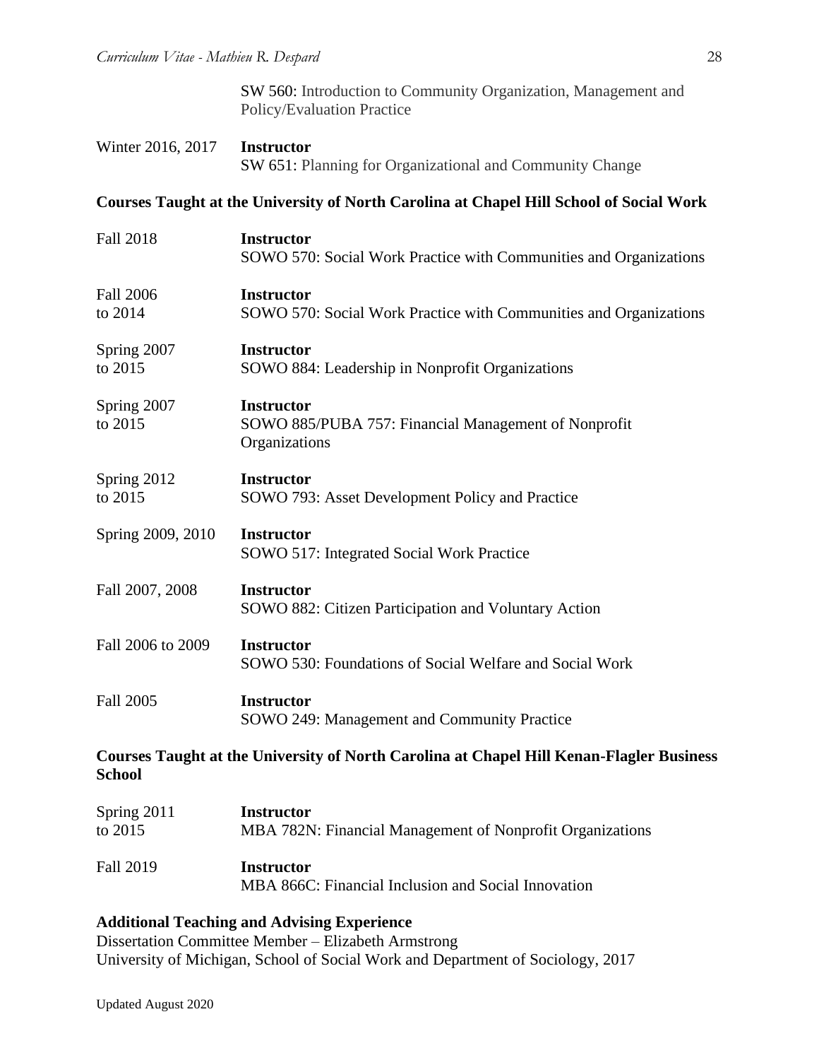SW 560: Introduction to Community Organization, Management and Policy/Evaluation Practice

Winter 2016, 2017 **Instructor**
SW 651: Planning for Organizational and Community Change

**Courses Taught at the University of North Carolina at Chapel Hill School of Social Work**

Fall 2018 **Instructor**
SOWO 570: Social Work Practice with Communities and Organizations

Fall 2006 to 2014 **Instructor**
SOWO 570: Social Work Practice with Communities and Organizations

Spring 2007 to 2015 **Instructor**
SOWO 884: Leadership in Nonprofit Organizations

Spring 2007 to 2015 **Instructor**
SOWO 885/PUBA 757: Financial Management of Nonprofit Organizations

Spring 2012 to 2015 **Instructor**
SOWO 793: Asset Development Policy and Practice

Spring 2009, 2010 **Instructor**
SOWO 517: Integrated Social Work Practice

Fall 2007, 2008 **Instructor**
SOWO 882: Citizen Participation and Voluntary Action

Fall 2006 to 2009 **Instructor**
SOWO 530: Foundations of Social Welfare and Social Work

Fall 2005 **Instructor**
SOWO 249: Management and Community Practice

**Courses Taught at the University of North Carolina at Chapel Hill Kenan-Flagler Business School**

Spring 2011 to 2015 **Instructor**
MBA 782N: Financial Management of Nonprofit Organizations

Fall 2019 **Instructor**
MBA 866C: Financial Inclusion and Social Innovation

**Additional Teaching and Advising Experience**
Dissertation Committee Member – Elizabeth Armstrong
University of Michigan, School of Social Work and Department of Sociology, 2017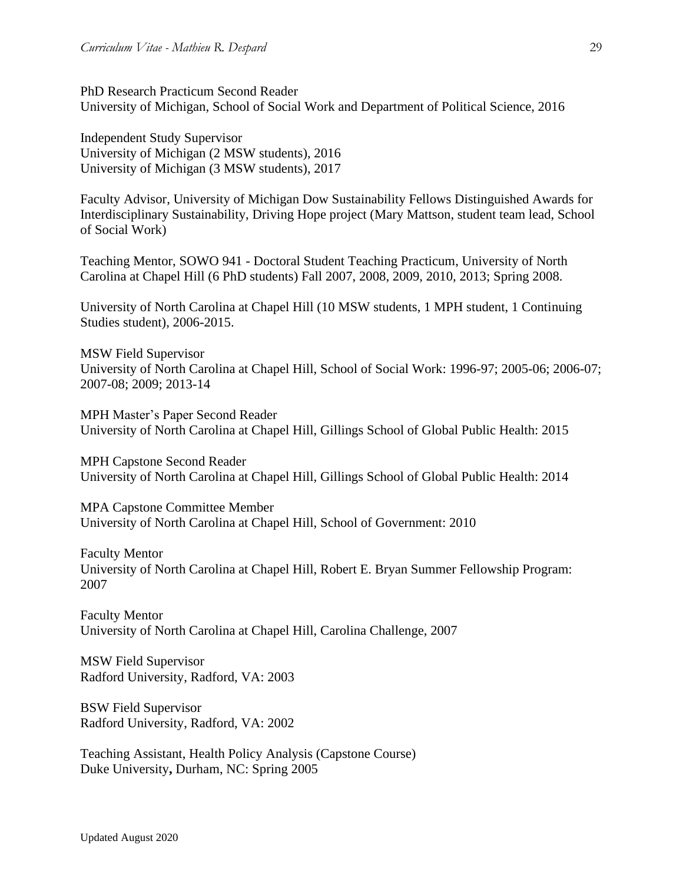PhD Research Practicum Second Reader
University of Michigan, School of Social Work and Department of Political Science, 2016

Independent Study Supervisor
University of Michigan (2 MSW students), 2016
University of Michigan (3 MSW students), 2017

Faculty Advisor, University of Michigan Dow Sustainability Fellows Distinguished Awards for Interdisciplinary Sustainability, Driving Hope project (Mary Mattson, student team lead, School of Social Work)

Teaching Mentor, SOWO 941 - Doctoral Student Teaching Practicum, University of North Carolina at Chapel Hill (6 PhD students) Fall 2007, 2008, 2009, 2010, 2013; Spring 2008.

University of North Carolina at Chapel Hill (10 MSW students, 1 MPH student, 1 Continuing Studies student), 2006-2015.

MSW Field Supervisor
University of North Carolina at Chapel Hill, School of Social Work: 1996-97; 2005-06; 2006-07; 2007-08; 2009; 2013-14

MPH Master's Paper Second Reader
University of North Carolina at Chapel Hill, Gillings School of Global Public Health: 2015

MPH Capstone Second Reader
University of North Carolina at Chapel Hill, Gillings School of Global Public Health: 2014

MPA Capstone Committee Member
University of North Carolina at Chapel Hill, School of Government: 2010

Faculty Mentor
University of North Carolina at Chapel Hill, Robert E. Bryan Summer Fellowship Program: 2007

Faculty Mentor
University of North Carolina at Chapel Hill, Carolina Challenge, 2007

MSW Field Supervisor
Radford University, Radford, VA: 2003

BSW Field Supervisor
Radford University, Radford, VA: 2002

Teaching Assistant, Health Policy Analysis (Capstone Course)
Duke University**,** Durham, NC: Spring 2005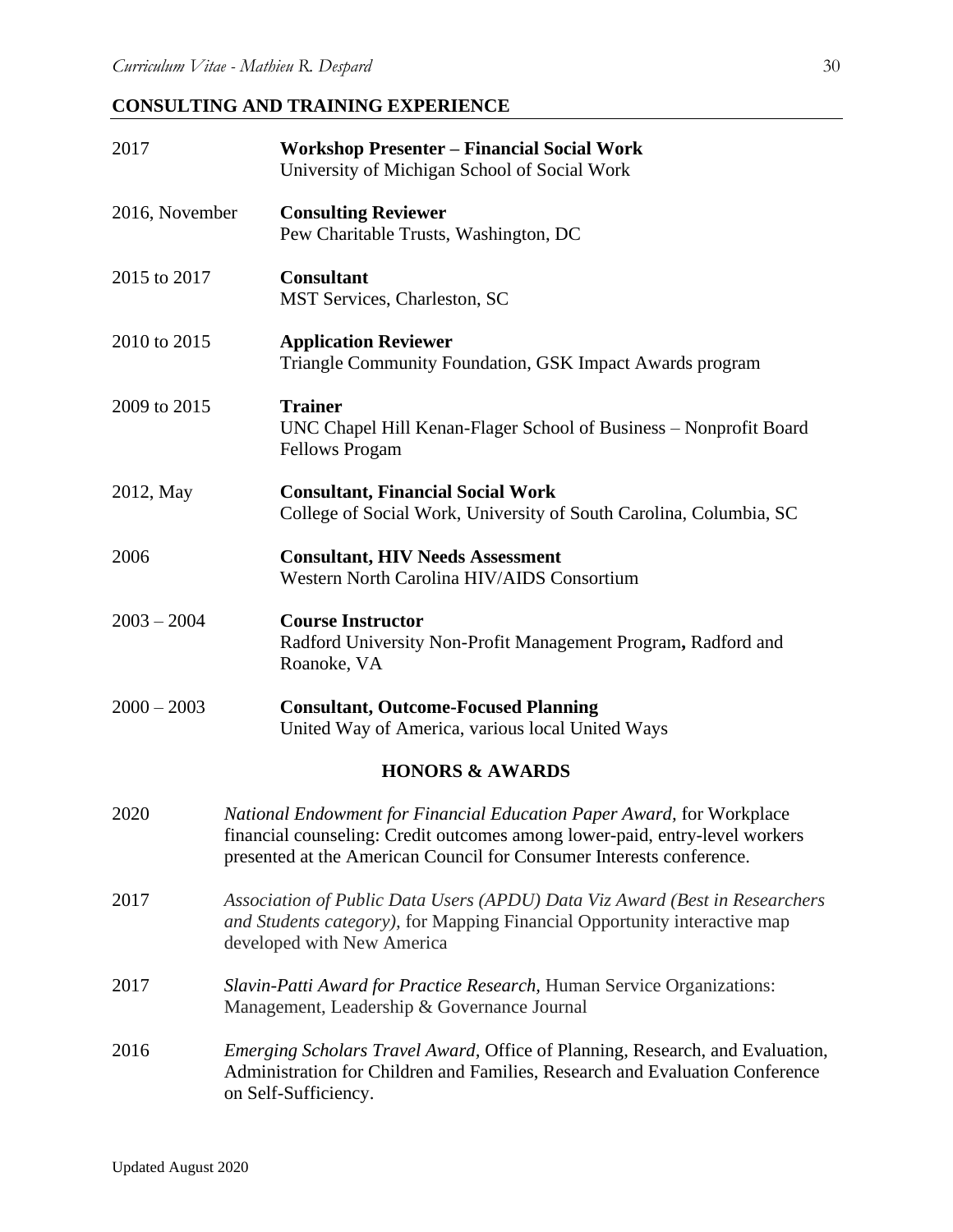## CONSULTING AND TRAINING EXPERIENCE

2017 **Workshop Presenter – Financial Social Work**
University of Michigan School of Social Work

2016, November **Consulting Reviewer**
Pew Charitable Trusts, Washington, DC

2015 to 2017 **Consultant**
MST Services, Charleston, SC

2010 to 2015 **Application Reviewer**
Triangle Community Foundation, GSK Impact Awards program

2009 to 2015 **Trainer**
UNC Chapel Hill Kenan-Flager School of Business – Nonprofit Board Fellows Progam

2012, May **Consultant, Financial Social Work**
College of Social Work, University of South Carolina, Columbia, SC

2006 **Consultant, HIV Needs Assessment**
Western North Carolina HIV/AIDS Consortium

2003 – 2004 **Course Instructor**
Radford University Non-Profit Management Program**,** Radford and Roanoke, VA

2000 – 2003 **Consultant, Outcome-Focused Planning**
United Way of America, various local United Ways

## HONORS & AWARDS

2020 *National Endowment for Financial Education Paper Award*, for Workplace financial counseling: Credit outcomes among lower-paid, entry-level workers presented at the American Council for Consumer Interests conference.

2017 *Association of Public Data Users (APDU) Data Viz Award (Best in Researchers and Students category)*, for Mapping Financial Opportunity interactive map developed with New America

2017 *Slavin-Patti Award for Practice Research*, Human Service Organizations: Management, Leadership & Governance Journal

2016 *Emerging Scholars Travel Award*, Office of Planning, Research, and Evaluation, Administration for Children and Families, Research and Evaluation Conference on Self-Sufficiency.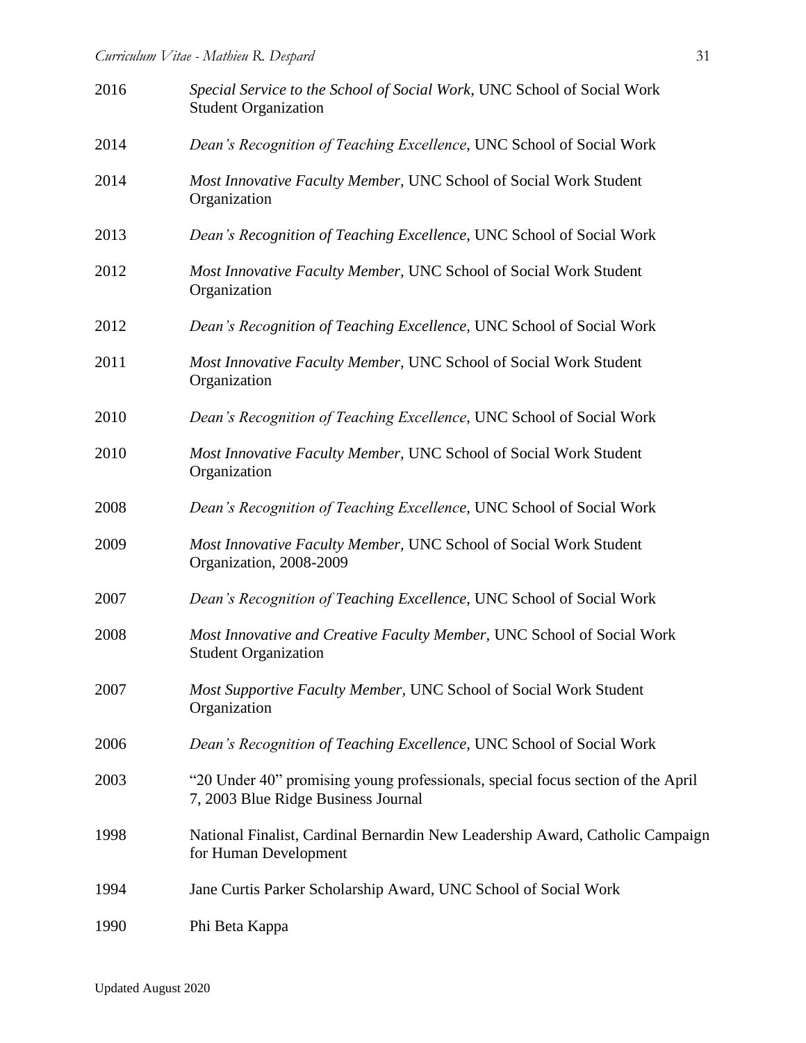2016 *Special Service to the School of Social Work,* UNC School of Social Work Student Organization

2014 *Dean's Recognition of Teaching Excellence,* UNC School of Social Work

2014 *Most Innovative Faculty Member,* UNC School of Social Work Student Organization

2013 *Dean's Recognition of Teaching Excellence*, UNC School of Social Work

2012 *Most Innovative Faculty Member,* UNC School of Social Work Student Organization

2012 *Dean's Recognition of Teaching Excellence*, UNC School of Social Work

2011 *Most Innovative Faculty Member,* UNC School of Social Work Student Organization

2010 *Dean's Recognition of Teaching Excellence,* UNC School of Social Work

2010 *Most Innovative Faculty Member,* UNC School of Social Work Student Organization

2008 *Dean's Recognition of Teaching Excellence*, UNC School of Social Work

2009 *Most Innovative Faculty Member,* UNC School of Social Work Student Organization, 2008-2009

2007 *Dean's Recognition of Teaching Excellence*, UNC School of Social Work

2008 *Most Innovative and Creative Faculty Member,* UNC School of Social Work Student Organization

2007 *Most Supportive Faculty Member,* UNC School of Social Work Student Organization

2006 *Dean's Recognition of Teaching Excellence*, UNC School of Social Work

2003 "20 Under 40" promising young professionals, special focus section of the April 7, 2003 Blue Ridge Business Journal

1998 National Finalist, Cardinal Bernardin New Leadership Award, Catholic Campaign for Human Development

1994 Jane Curtis Parker Scholarship Award, UNC School of Social Work

1990 Phi Beta Kappa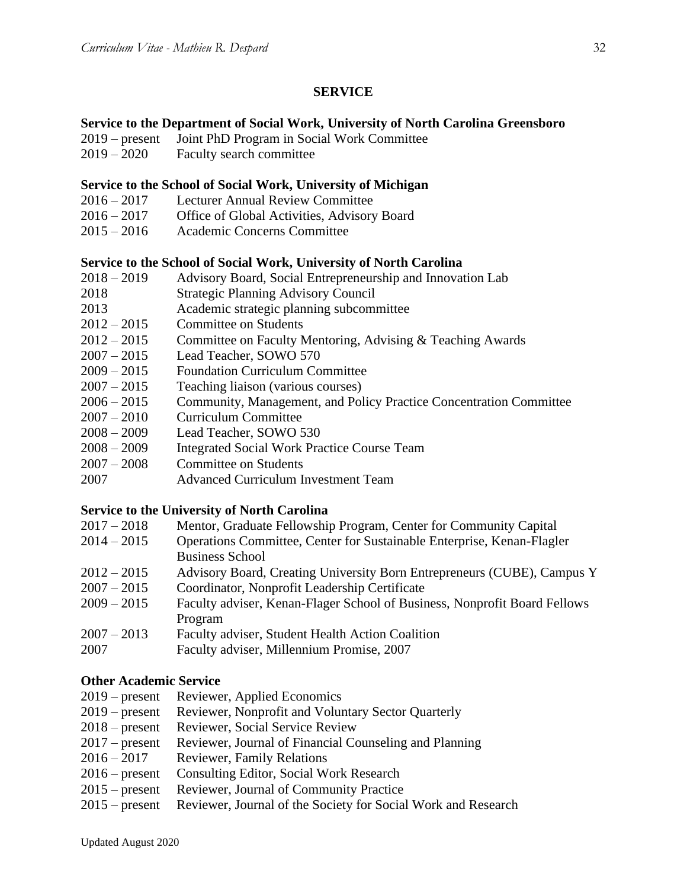## SERVICE

### Service to the Department of Social Work, University of North Carolina Greensboro

2019 – present Joint PhD Program in Social Work Committee
2019 – 2020 Faculty search committee

### Service to the School of Social Work, University of Michigan

2016 – 2017 Lecturer Annual Review Committee
2016 – 2017 Office of Global Activities, Advisory Board
2015 – 2016 Academic Concerns Committee

### Service to the School of Social Work, University of North Carolina

2018 – 2019 Advisory Board, Social Entrepreneurship and Innovation Lab
2018 Strategic Planning Advisory Council
2013 Academic strategic planning subcommittee
2012 – 2015 Committee on Students
2012 – 2015 Committee on Faculty Mentoring, Advising & Teaching Awards
2007 – 2015 Lead Teacher, SOWO 570
2009 – 2015 Foundation Curriculum Committee
2007 – 2015 Teaching liaison (various courses)
2006 – 2015 Community, Management, and Policy Practice Concentration Committee
2007 – 2010 Curriculum Committee
2008 – 2009 Lead Teacher, SOWO 530
2008 – 2009 Integrated Social Work Practice Course Team
2007 – 2008 Committee on Students
2007 Advanced Curriculum Investment Team

### Service to the University of North Carolina

2017 – 2018 Mentor, Graduate Fellowship Program, Center for Community Capital
2014 – 2015 Operations Committee, Center for Sustainable Enterprise, Kenan-Flagler Business School
2012 – 2015 Advisory Board, Creating University Born Entrepreneurs (CUBE), Campus Y
2007 – 2015 Coordinator, Nonprofit Leadership Certificate
2009 – 2015 Faculty adviser, Kenan-Flager School of Business, Nonprofit Board Fellows Program
2007 – 2013 Faculty adviser, Student Health Action Coalition
2007 Faculty adviser, Millennium Promise, 2007

### Other Academic Service

2019 – present Reviewer, Applied Economics
2019 – present Reviewer, Nonprofit and Voluntary Sector Quarterly
2018 – present Reviewer, Social Service Review
2017 – present Reviewer, Journal of Financial Counseling and Planning
2016 – 2017 Reviewer, Family Relations
2016 – present Consulting Editor, Social Work Research
2015 – present Reviewer, Journal of Community Practice
2015 – present Reviewer, Journal of the Society for Social Work and Research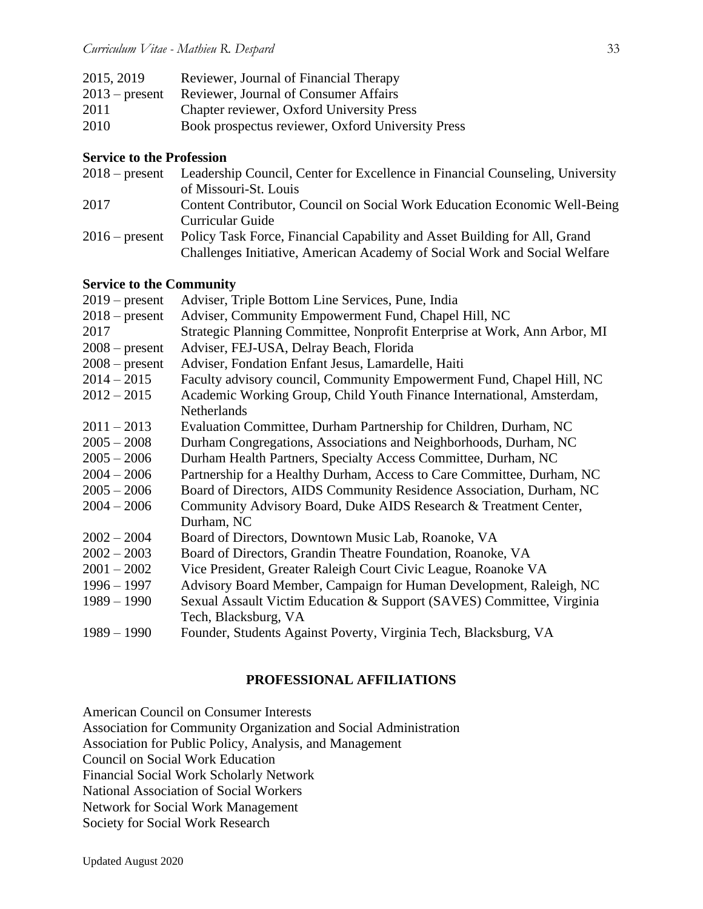2015, 2019 Reviewer, Journal of Financial Therapy
2013 – present Reviewer, Journal of Consumer Affairs
2011 Chapter reviewer, Oxford University Press
2010 Book prospectus reviewer, Oxford University Press

**Service to the Profession**

2018 – present Leadership Council, Center for Excellence in Financial Counseling, University of Missouri-St. Louis
2017 Content Contributor, Council on Social Work Education Economic Well-Being Curricular Guide
2016 – present Policy Task Force, Financial Capability and Asset Building for All, Grand Challenges Initiative, American Academy of Social Work and Social Welfare

**Service to the Community**

2019 – present Adviser, Triple Bottom Line Services, Pune, India
2018 – present Adviser, Community Empowerment Fund, Chapel Hill, NC
2017 Strategic Planning Committee, Nonprofit Enterprise at Work, Ann Arbor, MI
2008 – present Adviser, FEJ-USA, Delray Beach, Florida
2008 – present Adviser, Fondation Enfant Jesus, Lamardelle, Haiti
2014 – 2015 Faculty advisory council, Community Empowerment Fund, Chapel Hill, NC
2012 – 2015 Academic Working Group, Child Youth Finance International, Amsterdam, Netherlands
2011 – 2013 Evaluation Committee, Durham Partnership for Children, Durham, NC
2005 – 2008 Durham Congregations, Associations and Neighborhoods, Durham, NC
2005 – 2006 Durham Health Partners, Specialty Access Committee, Durham, NC
2004 – 2006 Partnership for a Healthy Durham, Access to Care Committee, Durham, NC
2005 – 2006 Board of Directors, AIDS Community Residence Association, Durham, NC
2004 – 2006 Community Advisory Board, Duke AIDS Research & Treatment Center, Durham, NC
2002 – 2004 Board of Directors, Downtown Music Lab, Roanoke, VA
2002 – 2003 Board of Directors, Grandin Theatre Foundation, Roanoke, VA
2001 – 2002 Vice President, Greater Raleigh Court Civic League, Roanoke VA
1996 – 1997 Advisory Board Member, Campaign for Human Development, Raleigh, NC
1989 – 1990 Sexual Assault Victim Education & Support (SAVES) Committee, Virginia Tech, Blacksburg, VA
1989 – 1990 Founder, Students Against Poverty, Virginia Tech, Blacksburg, VA

## PROFESSIONAL AFFILIATIONS

American Council on Consumer Interests
Association for Community Organization and Social Administration
Association for Public Policy, Analysis, and Management
Council on Social Work Education
Financial Social Work Scholarly Network
National Association of Social Workers
Network for Social Work Management
Society for Social Work Research

Updated August 2020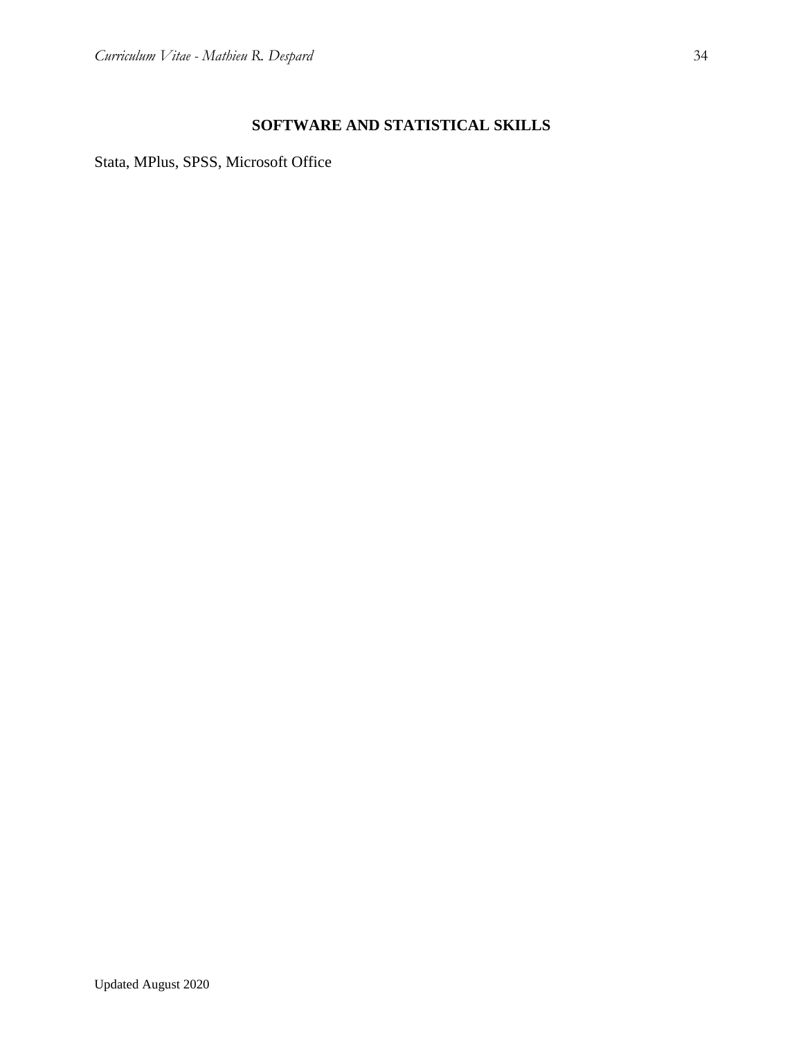## SOFTWARE AND STATISTICAL SKILLS

Stata, MPlus, SPSS, Microsoft Office